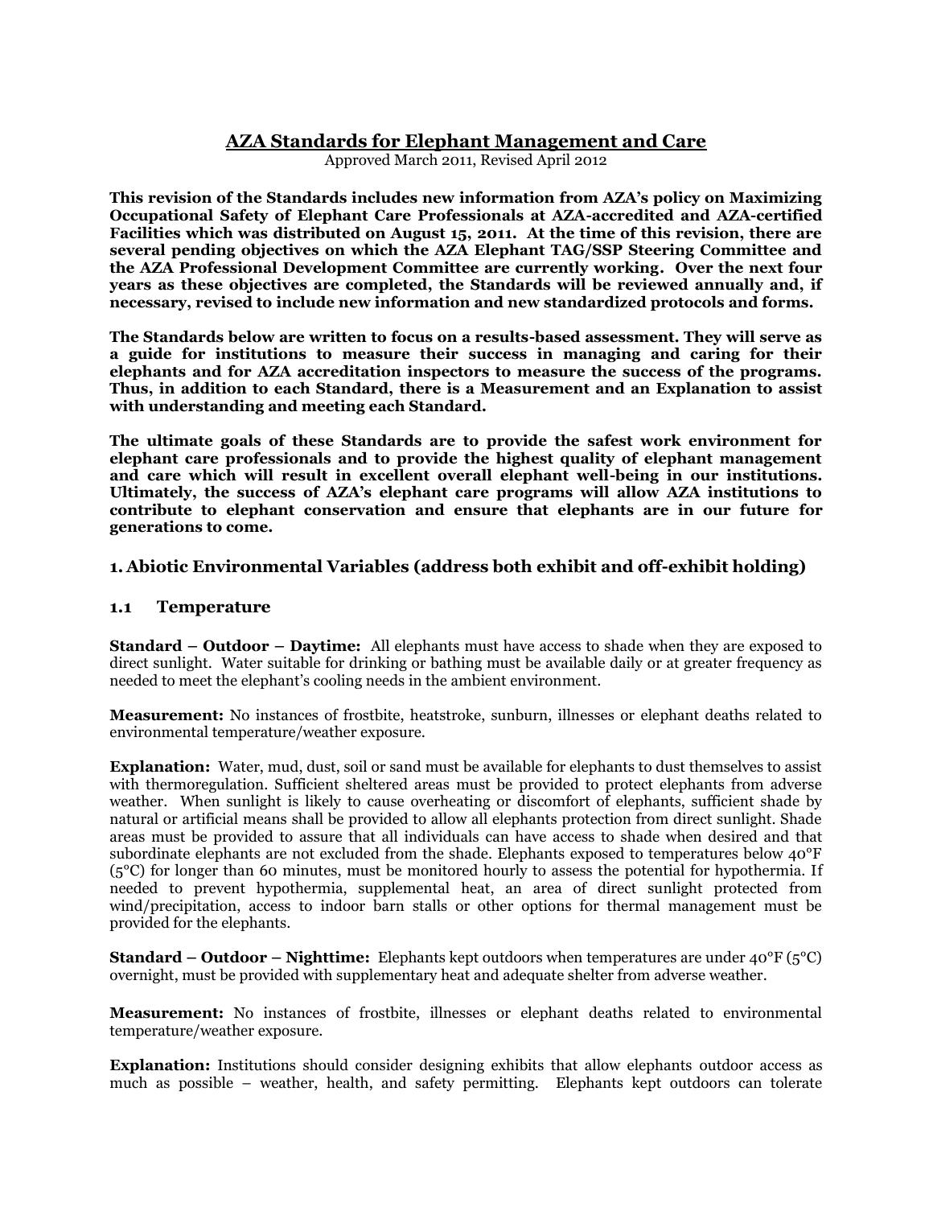# AZA Standards for Elephant Management and Care

Approved March 2011, Revised April 2012

**This revision of the Standards includes new information from AZA's policy on Maximizing Occupational Safety of Elephant Care Professionals at AZA-accredited and AZA-certified Facilities which was distributed on August 15, 2011. At the time of this revision, there are several pending objectives on which the AZA Elephant TAG/SSP Steering Committee and the AZA Professional Development Committee are currently working. Over the next four years as these objectives are completed, the Standards will be reviewed annually and, if necessary, revised to include new information and new standardized protocols and forms.**

**The Standards below are written to focus on a results-based assessment. They will serve as a guide for institutions to measure their success in managing and caring for their elephants and for AZA accreditation inspectors to measure the success of the programs. Thus, in addition to each Standard, there is a Measurement and an Explanation to assist with understanding and meeting each Standard.**

**The ultimate goals of these Standards are to provide the safest work environment for elephant care professionals and to provide the highest quality of elephant management and care which will result in excellent overall elephant well-being in our institutions. Ultimately, the success of AZA's elephant care programs will allow AZA institutions to contribute to elephant conservation and ensure that elephants are in our future for generations to come.**

## 1. Abiotic Environmental Variables (address both exhibit and off-exhibit holding)

### 1.1 Temperature

**Standard – Outdoor – Daytime:** All elephants must have access to shade when they are exposed to direct sunlight. Water suitable for drinking or bathing must be available daily or at greater frequency as needed to meet the elephant's cooling needs in the ambient environment.

**Measurement:** No instances of frostbite, heatstroke, sunburn, illnesses or elephant deaths related to environmental temperature/weather exposure.

**Explanation:** Water, mud, dust, soil or sand must be available for elephants to dust themselves to assist with thermoregulation. Sufficient sheltered areas must be provided to protect elephants from adverse weather. When sunlight is likely to cause overheating or discomfort of elephants, sufficient shade by natural or artificial means shall be provided to allow all elephants protection from direct sunlight. Shade areas must be provided to assure that all individuals can have access to shade when desired and that subordinate elephants are not excluded from the shade. Elephants exposed to temperatures below 40°F (5°C) for longer than 60 minutes, must be monitored hourly to assess the potential for hypothermia. If needed to prevent hypothermia, supplemental heat, an area of direct sunlight protected from wind/precipitation, access to indoor barn stalls or other options for thermal management must be provided for the elephants.

**Standard – Outdoor – Nighttime:** Elephants kept outdoors when temperatures are under 40°F (5°C) overnight, must be provided with supplementary heat and adequate shelter from adverse weather.

**Measurement:** No instances of frostbite, illnesses or elephant deaths related to environmental temperature/weather exposure.

**Explanation:** Institutions should consider designing exhibits that allow elephants outdoor access as much as possible – weather, health, and safety permitting. Elephants kept outdoors can tolerate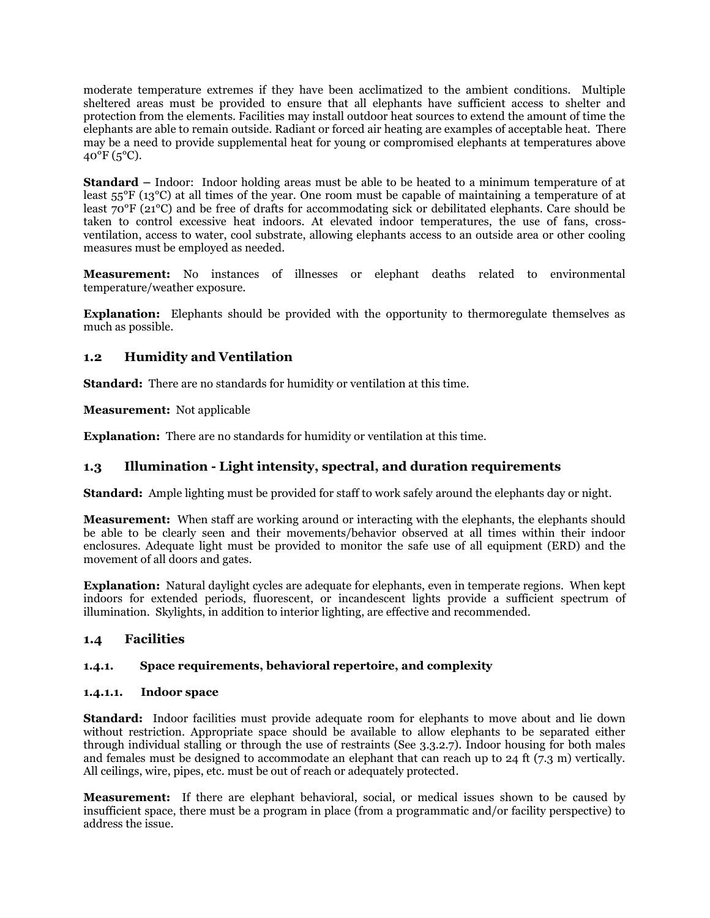moderate temperature extremes if they have been acclimatized to the ambient conditions. Multiple sheltered areas must be provided to ensure that all elephants have sufficient access to shelter and protection from the elements. Facilities may install outdoor heat sources to extend the amount of time the elephants are able to remain outside. Radiant or forced air heating are examples of acceptable heat. There may be a need to provide supplemental heat for young or compromised elephants at temperatures above 40°F (5°C).

**Standard –** Indoor: Indoor holding areas must be able to be heated to a minimum temperature of at least 55°F (13°C) at all times of the year. One room must be capable of maintaining a temperature of at least 70°F (21°C) and be free of drafts for accommodating sick or debilitated elephants. Care should be taken to control excessive heat indoors. At elevated indoor temperatures, the use of fans, cross-ventilation, access to water, cool substrate, allowing elephants access to an outside area or other cooling measures must be employed as needed.

**Measurement:** No instances of illnesses or elephant deaths related to environmental temperature/weather exposure.

**Explanation:** Elephants should be provided with the opportunity to thermoregulate themselves as much as possible.

## 1.2 Humidity and Ventilation

**Standard:** There are no standards for humidity or ventilation at this time.

**Measurement:** Not applicable

**Explanation:** There are no standards for humidity or ventilation at this time.

## 1.3 Illumination - Light intensity, spectral, and duration requirements

**Standard:** Ample lighting must be provided for staff to work safely around the elephants day or night.

**Measurement:** When staff are working around or interacting with the elephants, the elephants should be able to be clearly seen and their movements/behavior observed at all times within their indoor enclosures. Adequate light must be provided to monitor the safe use of all equipment (ERD) and the movement of all doors and gates.

**Explanation:** Natural daylight cycles are adequate for elephants, even in temperate regions. When kept indoors for extended periods, fluorescent, or incandescent lights provide a sufficient spectrum of illumination. Skylights, in addition to interior lighting, are effective and recommended.

## 1.4 Facilities

### 1.4.1. Space requirements, behavioral repertoire, and complexity

#### 1.4.1.1. Indoor space

**Standard:** Indoor facilities must provide adequate room for elephants to move about and lie down without restriction. Appropriate space should be available to allow elephants to be separated either through individual stalling or through the use of restraints (See 3.3.2.7). Indoor housing for both males and females must be designed to accommodate an elephant that can reach up to 24 ft (7.3 m) vertically. All ceilings, wire, pipes, etc. must be out of reach or adequately protected.

**Measurement:** If there are elephant behavioral, social, or medical issues shown to be caused by insufficient space, there must be a program in place (from a programmatic and/or facility perspective) to address the issue.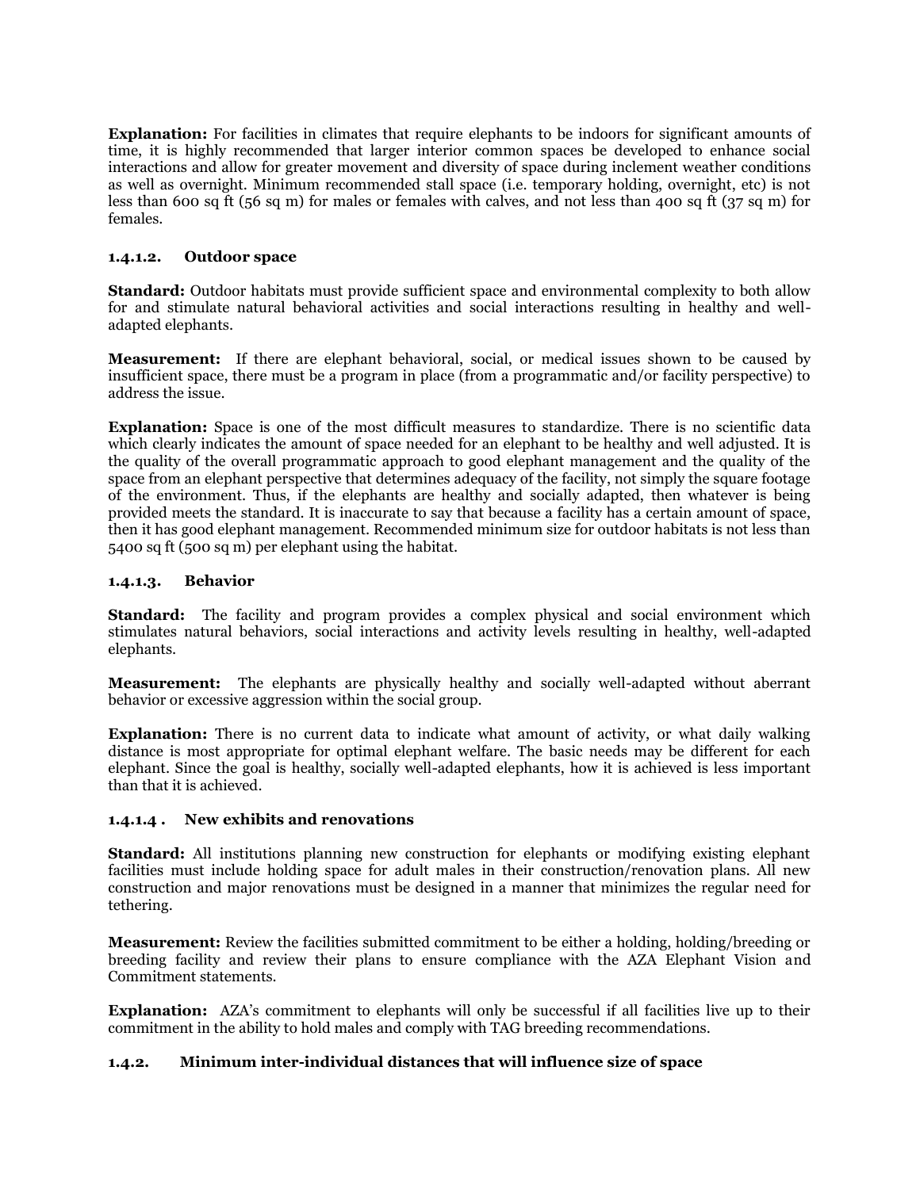**Explanation:** For facilities in climates that require elephants to be indoors for significant amounts of time, it is highly recommended that larger interior common spaces be developed to enhance social interactions and allow for greater movement and diversity of space during inclement weather conditions as well as overnight. Minimum recommended stall space (i.e. temporary holding, overnight, etc) is not less than 600 sq ft (56 sq m) for males or females with calves, and not less than 400 sq ft (37 sq m) for females.

#### 1.4.1.2. Outdoor space

**Standard:** Outdoor habitats must provide sufficient space and environmental complexity to both allow for and stimulate natural behavioral activities and social interactions resulting in healthy and well-adapted elephants.

**Measurement:** If there are elephant behavioral, social, or medical issues shown to be caused by insufficient space, there must be a program in place (from a programmatic and/or facility perspective) to address the issue.

**Explanation:** Space is one of the most difficult measures to standardize. There is no scientific data which clearly indicates the amount of space needed for an elephant to be healthy and well adjusted. It is the quality of the overall programmatic approach to good elephant management and the quality of the space from an elephant perspective that determines adequacy of the facility, not simply the square footage of the environment. Thus, if the elephants are healthy and socially adapted, then whatever is being provided meets the standard. It is inaccurate to say that because a facility has a certain amount of space, then it has good elephant management. Recommended minimum size for outdoor habitats is not less than 5400 sq ft (500 sq m) per elephant using the habitat.

#### 1.4.1.3. Behavior

**Standard:** The facility and program provides a complex physical and social environment which stimulates natural behaviors, social interactions and activity levels resulting in healthy, well-adapted elephants.

**Measurement:** The elephants are physically healthy and socially well-adapted without aberrant behavior or excessive aggression within the social group.

**Explanation:** There is no current data to indicate what amount of activity, or what daily walking distance is most appropriate for optimal elephant welfare. The basic needs may be different for each elephant. Since the goal is healthy, socially well-adapted elephants, how it is achieved is less important than that it is achieved.

#### 1.4.1.4 . New exhibits and renovations

**Standard:** All institutions planning new construction for elephants or modifying existing elephant facilities must include holding space for adult males in their construction/renovation plans. All new construction and major renovations must be designed in a manner that minimizes the regular need for tethering.

**Measurement:** Review the facilities submitted commitment to be either a holding, holding/breeding or breeding facility and review their plans to ensure compliance with the AZA Elephant Vision and Commitment statements.

**Explanation:** AZA's commitment to elephants will only be successful if all facilities live up to their commitment in the ability to hold males and comply with TAG breeding recommendations.

### 1.4.2. Minimum inter-individual distances that will influence size of space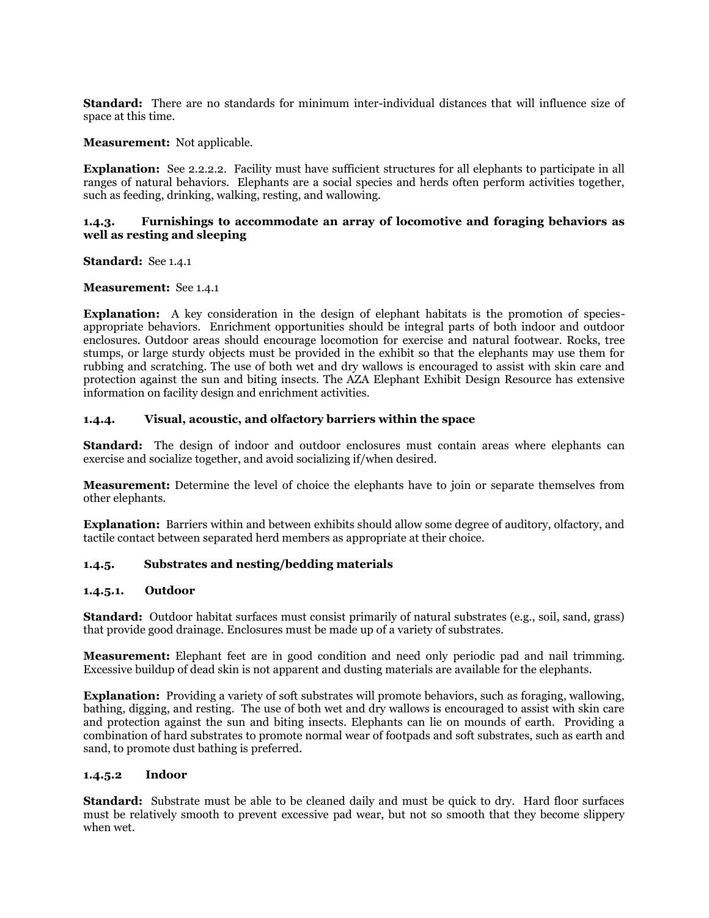**Standard:** There are no standards for minimum inter-individual distances that will influence size of space at this time.

**Measurement:** Not applicable.

**Explanation:** See 2.2.2.2. Facility must have sufficient structures for all elephants to participate in all ranges of natural behaviors. Elephants are a social species and herds often perform activities together, such as feeding, drinking, walking, resting, and wallowing.

### 1.4.3. Furnishings to accommodate an array of locomotive and foraging behaviors as well as resting and sleeping

**Standard:** See 1.4.1

**Measurement:** See 1.4.1

**Explanation:** A key consideration in the design of elephant habitats is the promotion of species-appropriate behaviors. Enrichment opportunities should be integral parts of both indoor and outdoor enclosures. Outdoor areas should encourage locomotion for exercise and natural footwear. Rocks, tree stumps, or large sturdy objects must be provided in the exhibit so that the elephants may use them for rubbing and scratching. The use of both wet and dry wallows is encouraged to assist with skin care and protection against the sun and biting insects. The AZA Elephant Exhibit Design Resource has extensive information on facility design and enrichment activities.

### 1.4.4. Visual, acoustic, and olfactory barriers within the space

**Standard:** The design of indoor and outdoor enclosures must contain areas where elephants can exercise and socialize together, and avoid socializing if/when desired.

**Measurement:** Determine the level of choice the elephants have to join or separate themselves from other elephants.

**Explanation:** Barriers within and between exhibits should allow some degree of auditory, olfactory, and tactile contact between separated herd members as appropriate at their choice.

### 1.4.5. Substrates and nesting/bedding materials

#### 1.4.5.1. Outdoor

**Standard:** Outdoor habitat surfaces must consist primarily of natural substrates (e.g., soil, sand, grass) that provide good drainage. Enclosures must be made up of a variety of substrates.

**Measurement:** Elephant feet are in good condition and need only periodic pad and nail trimming. Excessive buildup of dead skin is not apparent and dusting materials are available for the elephants.

**Explanation:** Providing a variety of soft substrates will promote behaviors, such as foraging, wallowing, bathing, digging, and resting. The use of both wet and dry wallows is encouraged to assist with skin care and protection against the sun and biting insects. Elephants can lie on mounds of earth. Providing a combination of hard substrates to promote normal wear of footpads and soft substrates, such as earth and sand, to promote dust bathing is preferred.

#### 1.4.5.2 Indoor

**Standard:** Substrate must be able to be cleaned daily and must be quick to dry. Hard floor surfaces must be relatively smooth to prevent excessive pad wear, but not so smooth that they become slippery when wet.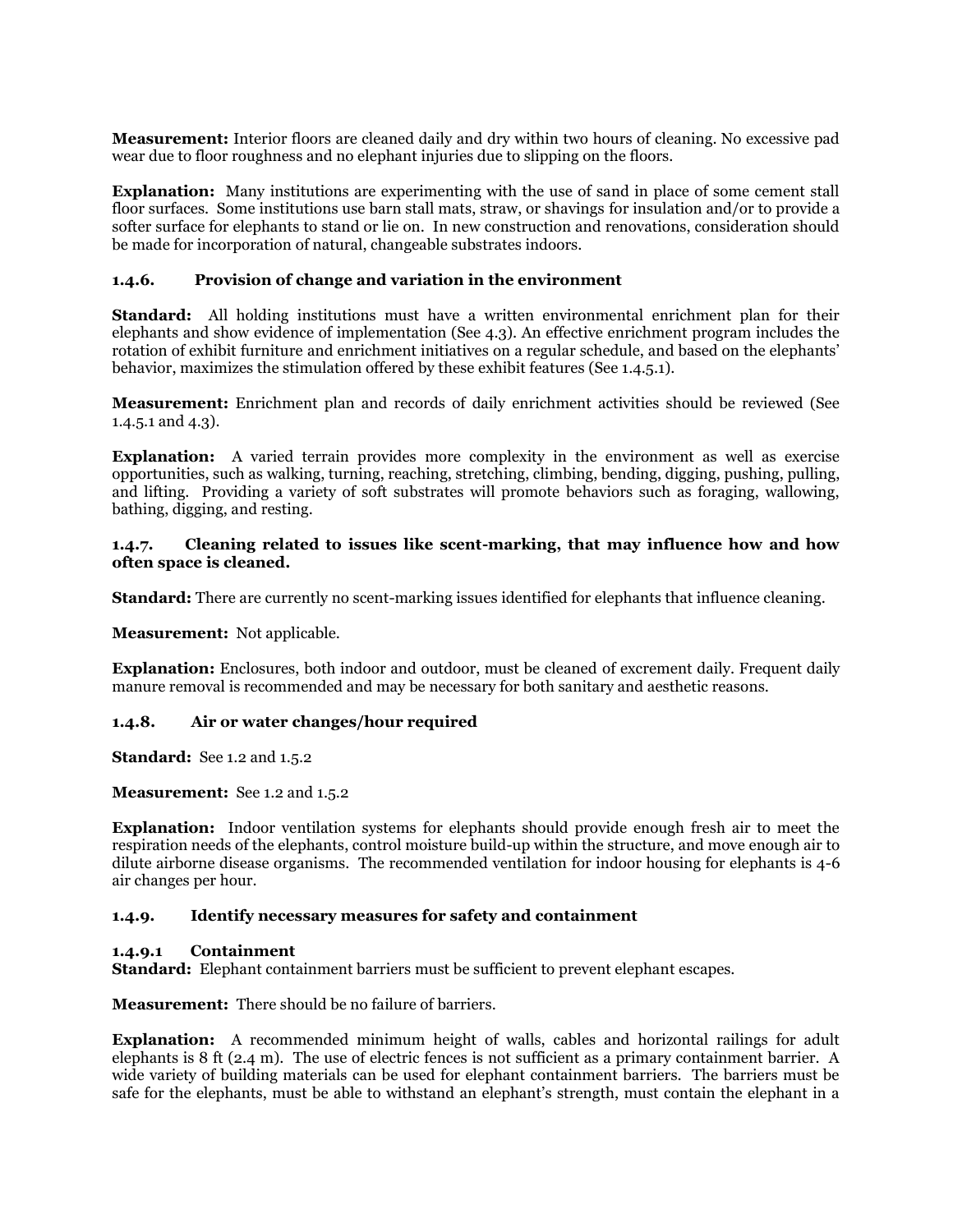**Measurement:** Interior floors are cleaned daily and dry within two hours of cleaning. No excessive pad wear due to floor roughness and no elephant injuries due to slipping on the floors.

**Explanation:** Many institutions are experimenting with the use of sand in place of some cement stall floor surfaces. Some institutions use barn stall mats, straw, or shavings for insulation and/or to provide a softer surface for elephants to stand or lie on. In new construction and renovations, consideration should be made for incorporation of natural, changeable substrates indoors.

### 1.4.6. Provision of change and variation in the environment

**Standard:** All holding institutions must have a written environmental enrichment plan for their elephants and show evidence of implementation (See 4.3). An effective enrichment program includes the rotation of exhibit furniture and enrichment initiatives on a regular schedule, and based on the elephants' behavior, maximizes the stimulation offered by these exhibit features (See 1.4.5.1).

**Measurement:** Enrichment plan and records of daily enrichment activities should be reviewed (See 1.4.5.1 and 4.3).

**Explanation:** A varied terrain provides more complexity in the environment as well as exercise opportunities, such as walking, turning, reaching, stretching, climbing, bending, digging, pushing, pulling, and lifting. Providing a variety of soft substrates will promote behaviors such as foraging, wallowing, bathing, digging, and resting.

### 1.4.7. Cleaning related to issues like scent-marking, that may influence how and how often space is cleaned.

**Standard:** There are currently no scent-marking issues identified for elephants that influence cleaning.

**Measurement:** Not applicable.

**Explanation:** Enclosures, both indoor and outdoor, must be cleaned of excrement daily. Frequent daily manure removal is recommended and may be necessary for both sanitary and aesthetic reasons.

### 1.4.8. Air or water changes/hour required

**Standard:** See 1.2 and 1.5.2

**Measurement:** See 1.2 and 1.5.2

**Explanation:** Indoor ventilation systems for elephants should provide enough fresh air to meet the respiration needs of the elephants, control moisture build-up within the structure, and move enough air to dilute airborne disease organisms. The recommended ventilation for indoor housing for elephants is 4-6 air changes per hour.

### 1.4.9. Identify necessary measures for safety and containment

#### 1.4.9.1 Containment

**Standard:** Elephant containment barriers must be sufficient to prevent elephant escapes.

**Measurement:** There should be no failure of barriers.

**Explanation:** A recommended minimum height of walls, cables and horizontal railings for adult elephants is 8 ft (2.4 m). The use of electric fences is not sufficient as a primary containment barrier. A wide variety of building materials can be used for elephant containment barriers. The barriers must be safe for the elephants, must be able to withstand an elephant's strength, must contain the elephant in a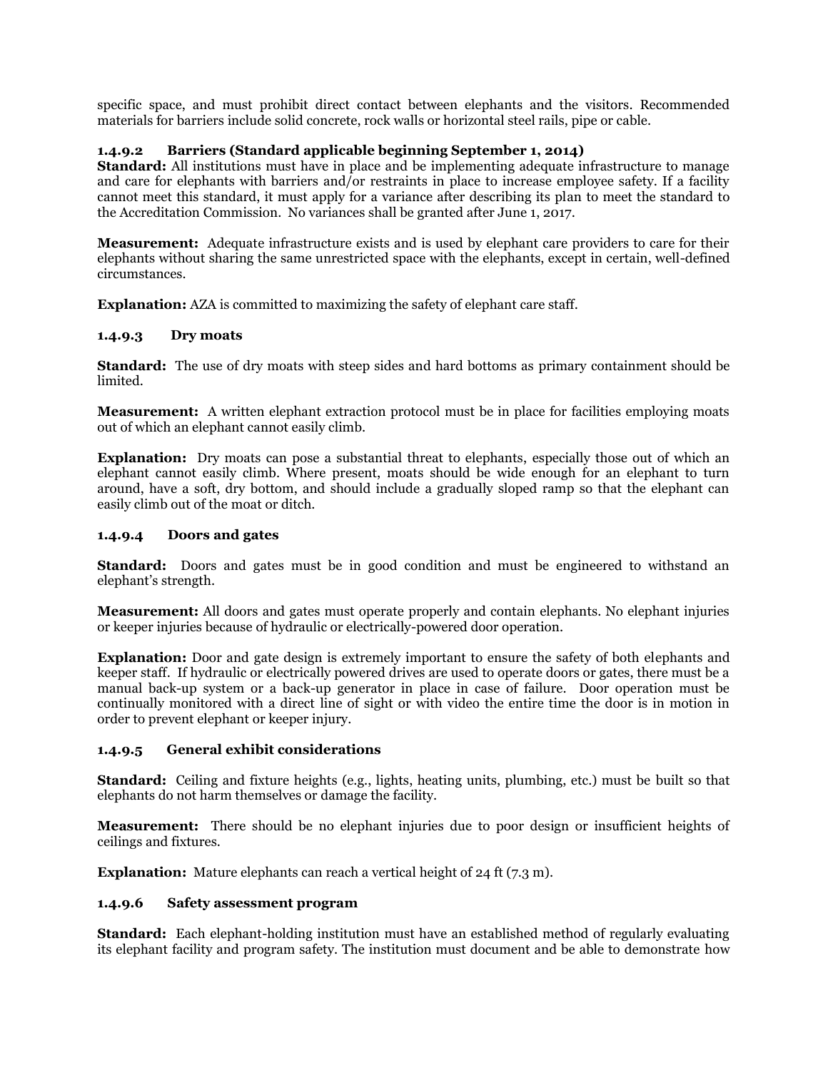specific space, and must prohibit direct contact between elephants and the visitors. Recommended materials for barriers include solid concrete, rock walls or horizontal steel rails, pipe or cable.

#### 1.4.9.2 Barriers (Standard applicable beginning September 1, 2014)

**Standard:** All institutions must have in place and be implementing adequate infrastructure to manage and care for elephants with barriers and/or restraints in place to increase employee safety. If a facility cannot meet this standard, it must apply for a variance after describing its plan to meet the standard to the Accreditation Commission. No variances shall be granted after June 1, 2017.

**Measurement:** Adequate infrastructure exists and is used by elephant care providers to care for their elephants without sharing the same unrestricted space with the elephants, except in certain, well-defined circumstances.

**Explanation:** AZA is committed to maximizing the safety of elephant care staff.

#### 1.4.9.3 Dry moats

**Standard:** The use of dry moats with steep sides and hard bottoms as primary containment should be limited.

**Measurement:** A written elephant extraction protocol must be in place for facilities employing moats out of which an elephant cannot easily climb.

**Explanation:** Dry moats can pose a substantial threat to elephants, especially those out of which an elephant cannot easily climb. Where present, moats should be wide enough for an elephant to turn around, have a soft, dry bottom, and should include a gradually sloped ramp so that the elephant can easily climb out of the moat or ditch.

#### 1.4.9.4 Doors and gates

**Standard:** Doors and gates must be in good condition and must be engineered to withstand an elephant's strength.

**Measurement:** All doors and gates must operate properly and contain elephants. No elephant injuries or keeper injuries because of hydraulic or electrically-powered door operation.

**Explanation:** Door and gate design is extremely important to ensure the safety of both elephants and keeper staff. If hydraulic or electrically powered drives are used to operate doors or gates, there must be a manual back-up system or a back-up generator in place in case of failure. Door operation must be continually monitored with a direct line of sight or with video the entire time the door is in motion in order to prevent elephant or keeper injury.

#### 1.4.9.5 General exhibit considerations

**Standard:** Ceiling and fixture heights (e.g., lights, heating units, plumbing, etc.) must be built so that elephants do not harm themselves or damage the facility.

**Measurement:** There should be no elephant injuries due to poor design or insufficient heights of ceilings and fixtures.

**Explanation:** Mature elephants can reach a vertical height of 24 ft (7.3 m).

#### 1.4.9.6 Safety assessment program

**Standard:** Each elephant-holding institution must have an established method of regularly evaluating its elephant facility and program safety. The institution must document and be able to demonstrate how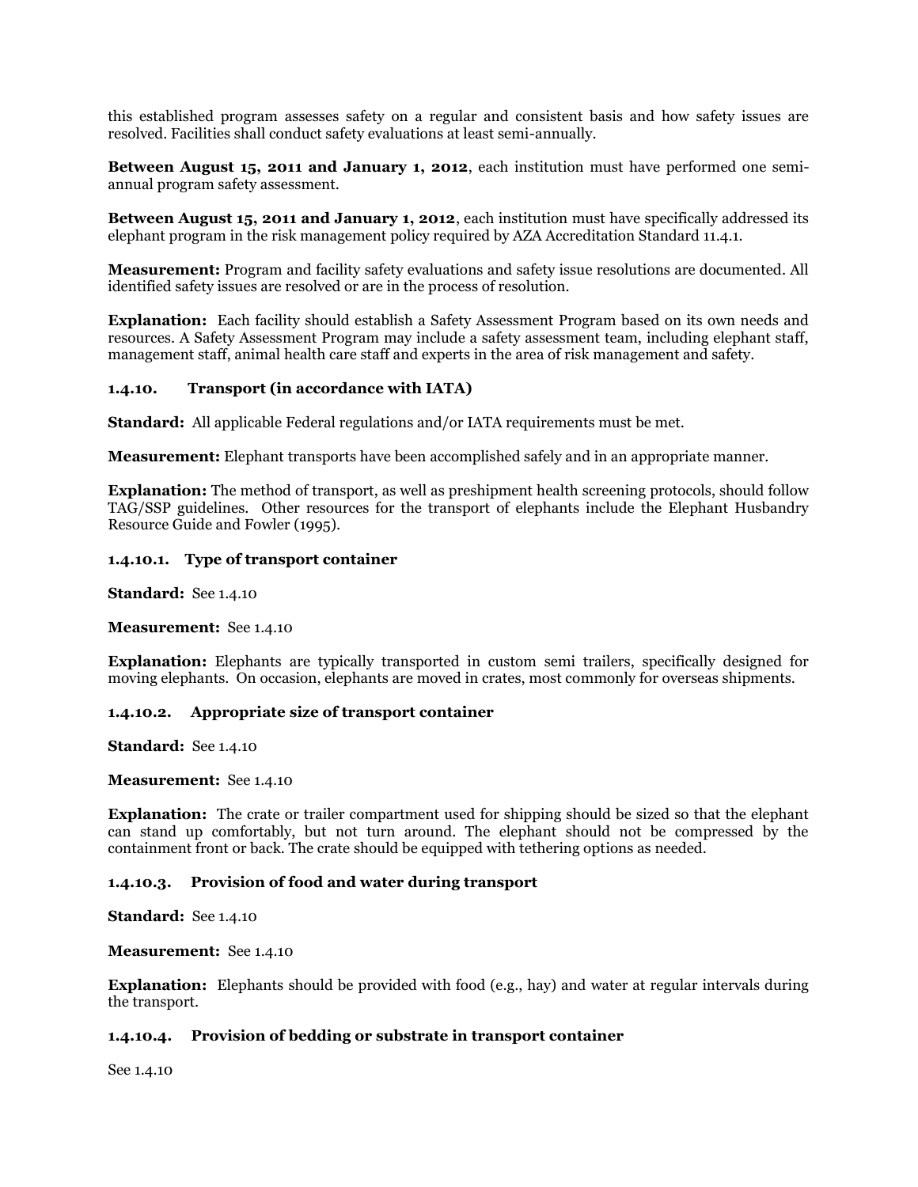this established program assesses safety on a regular and consistent basis and how safety issues are resolved. Facilities shall conduct safety evaluations at least semi-annually.

**Between August 15, 2011 and January 1, 2012**, each institution must have performed one semi-annual program safety assessment.

**Between August 15, 2011 and January 1, 2012**, each institution must have specifically addressed its elephant program in the risk management policy required by AZA Accreditation Standard 11.4.1.

**Measurement:** Program and facility safety evaluations and safety issue resolutions are documented. All identified safety issues are resolved or are in the process of resolution.

**Explanation:** Each facility should establish a Safety Assessment Program based on its own needs and resources. A Safety Assessment Program may include a safety assessment team, including elephant staff, management staff, animal health care staff and experts in the area of risk management and safety.

### 1.4.10. Transport (in accordance with IATA)

**Standard:** All applicable Federal regulations and/or IATA requirements must be met.

**Measurement:** Elephant transports have been accomplished safely and in an appropriate manner.

**Explanation:** The method of transport, as well as preshipment health screening protocols, should follow TAG/SSP guidelines. Other resources for the transport of elephants include the Elephant Husbandry Resource Guide and Fowler (1995).

#### 1.4.10.1. Type of transport container

**Standard:** See 1.4.10

**Measurement:** See 1.4.10

**Explanation:** Elephants are typically transported in custom semi trailers, specifically designed for moving elephants. On occasion, elephants are moved in crates, most commonly for overseas shipments.

#### 1.4.10.2. Appropriate size of transport container

**Standard:** See 1.4.10

**Measurement:** See 1.4.10

**Explanation:** The crate or trailer compartment used for shipping should be sized so that the elephant can stand up comfortably, but not turn around. The elephant should not be compressed by the containment front or back. The crate should be equipped with tethering options as needed.

#### 1.4.10.3. Provision of food and water during transport

**Standard:** See 1.4.10

**Measurement:** See 1.4.10

**Explanation:** Elephants should be provided with food (e.g., hay) and water at regular intervals during the transport.

#### 1.4.10.4. Provision of bedding or substrate in transport container

See 1.4.10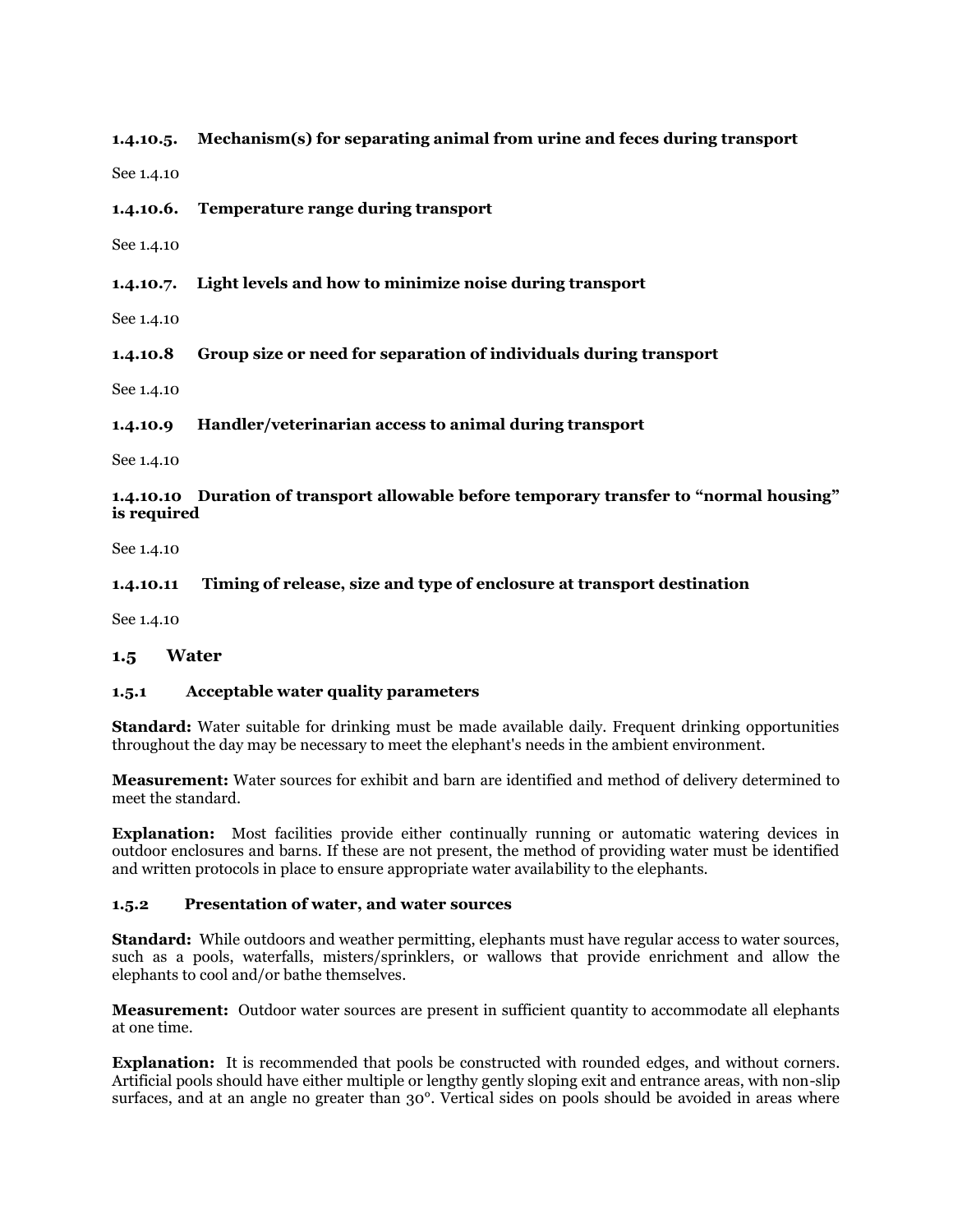#### 1.4.10.5. Mechanism(s) for separating animal from urine and feces during transport

See 1.4.10

#### 1.4.10.6. Temperature range during transport

See 1.4.10

#### 1.4.10.7. Light levels and how to minimize noise during transport

See 1.4.10

#### 1.4.10.8 Group size or need for separation of individuals during transport

See 1.4.10

#### 1.4.10.9 Handler/veterinarian access to animal during transport

See 1.4.10

#### 1.4.10.10 Duration of transport allowable before temporary transfer to "normal housing" is required

See 1.4.10

#### 1.4.10.11 Timing of release, size and type of enclosure at transport destination

See 1.4.10

## 1.5 Water

### 1.5.1 Acceptable water quality parameters

**Standard:** Water suitable for drinking must be made available daily. Frequent drinking opportunities throughout the day may be necessary to meet the elephant's needs in the ambient environment.

**Measurement:** Water sources for exhibit and barn are identified and method of delivery determined to meet the standard.

**Explanation:** Most facilities provide either continually running or automatic watering devices in outdoor enclosures and barns. If these are not present, the method of providing water must be identified and written protocols in place to ensure appropriate water availability to the elephants.

### 1.5.2 Presentation of water, and water sources

**Standard:** While outdoors and weather permitting, elephants must have regular access to water sources, such as a pools, waterfalls, misters/sprinklers, or wallows that provide enrichment and allow the elephants to cool and/or bathe themselves.

**Measurement:** Outdoor water sources are present in sufficient quantity to accommodate all elephants at one time.

**Explanation:** It is recommended that pools be constructed with rounded edges, and without corners. Artificial pools should have either multiple or lengthy gently sloping exit and entrance areas, with non-slip surfaces, and at an angle no greater than 30°. Vertical sides on pools should be avoided in areas where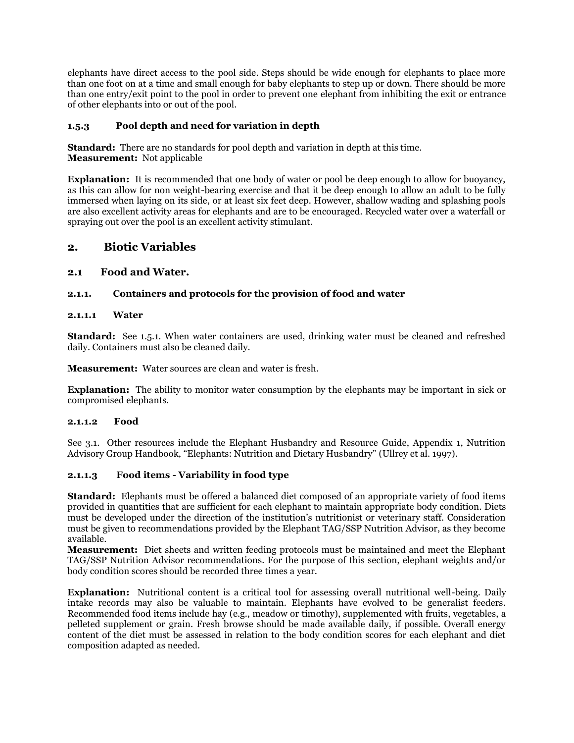elephants have direct access to the pool side. Steps should be wide enough for elephants to place more than one foot on at a time and small enough for baby elephants to step up or down. There should be more than one entry/exit point to the pool in order to prevent one elephant from inhibiting the exit or entrance of other elephants into or out of the pool.

#### 1.5.3 Pool depth and need for variation in depth

**Standard:** There are no standards for pool depth and variation in depth at this time.
**Measurement:** Not applicable

**Explanation:** It is recommended that one body of water or pool be deep enough to allow for buoyancy, as this can allow for non weight-bearing exercise and that it be deep enough to allow an adult to be fully immersed when laying on its side, or at least six feet deep. However, shallow wading and splashing pools are also excellent activity areas for elephants and are to be encouraged. Recycled water over a waterfall or spraying out over the pool is an excellent activity stimulant.

## 2. Biotic Variables

### 2.1 Food and Water.

#### 2.1.1. Containers and protocols for the provision of food and water

#### 2.1.1.1 Water

**Standard:** See 1.5.1. When water containers are used, drinking water must be cleaned and refreshed daily. Containers must also be cleaned daily.

**Measurement:** Water sources are clean and water is fresh.

**Explanation:** The ability to monitor water consumption by the elephants may be important in sick or compromised elephants.

#### 2.1.1.2 Food

See 3.1. Other resources include the Elephant Husbandry and Resource Guide, Appendix 1, Nutrition Advisory Group Handbook, "Elephants: Nutrition and Dietary Husbandry" (Ullrey et al. 1997).

#### 2.1.1.3 Food items - Variability in food type

**Standard:** Elephants must be offered a balanced diet composed of an appropriate variety of food items provided in quantities that are sufficient for each elephant to maintain appropriate body condition. Diets must be developed under the direction of the institution's nutritionist or veterinary staff. Consideration must be given to recommendations provided by the Elephant TAG/SSP Nutrition Advisor, as they become available.
**Measurement:** Diet sheets and written feeding protocols must be maintained and meet the Elephant TAG/SSP Nutrition Advisor recommendations. For the purpose of this section, elephant weights and/or body condition scores should be recorded three times a year.

**Explanation:** Nutritional content is a critical tool for assessing overall nutritional well-being. Daily intake records may also be valuable to maintain. Elephants have evolved to be generalist feeders. Recommended food items include hay (e.g., meadow or timothy), supplemented with fruits, vegetables, a pelleted supplement or grain. Fresh browse should be made available daily, if possible. Overall energy content of the diet must be assessed in relation to the body condition scores for each elephant and diet composition adapted as needed.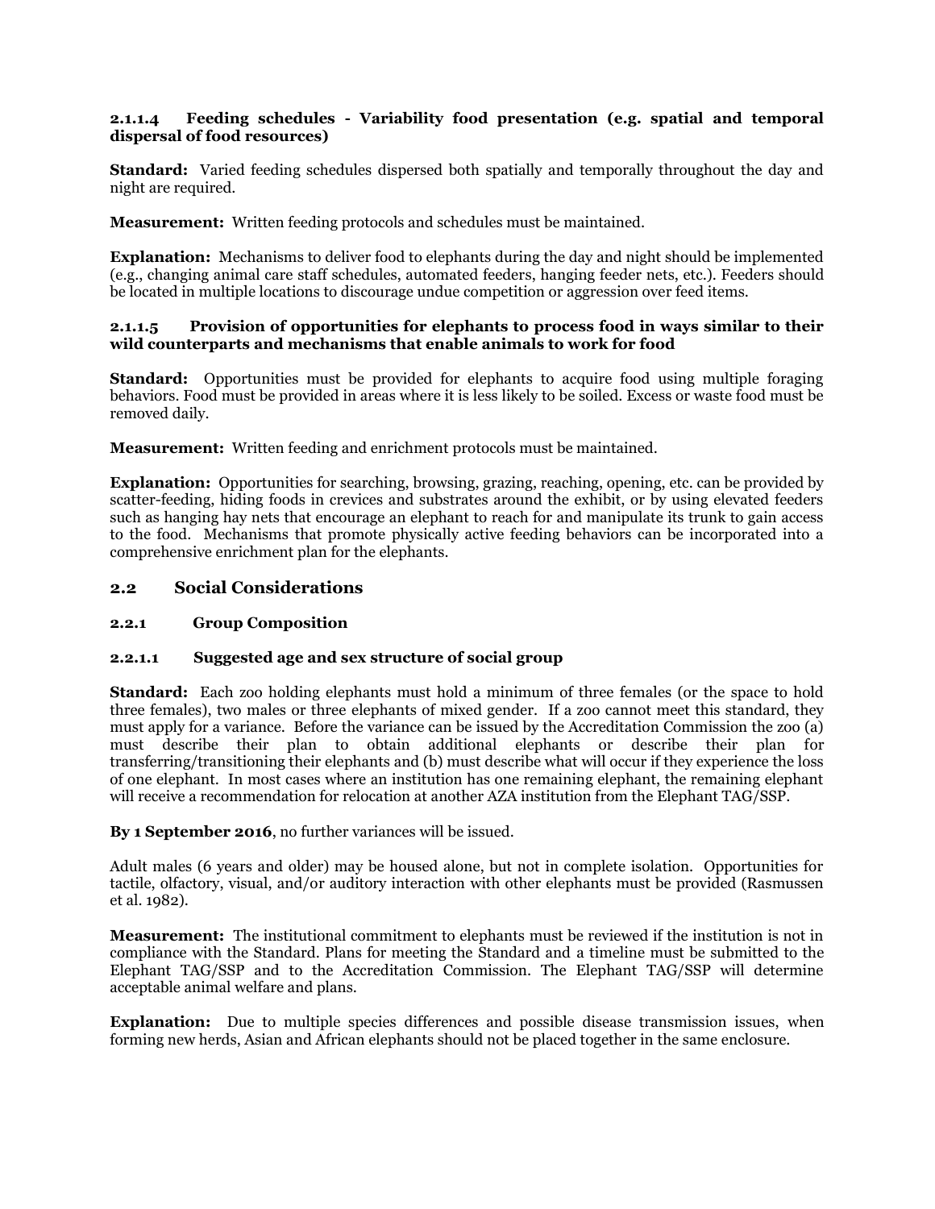#### 2.1.1.4 Feeding schedules - Variability food presentation (e.g. spatial and temporal dispersal of food resources)

**Standard:** Varied feeding schedules dispersed both spatially and temporally throughout the day and night are required.

**Measurement:** Written feeding protocols and schedules must be maintained.

**Explanation:** Mechanisms to deliver food to elephants during the day and night should be implemented (e.g., changing animal care staff schedules, automated feeders, hanging feeder nets, etc.). Feeders should be located in multiple locations to discourage undue competition or aggression over feed items.

#### 2.1.1.5 Provision of opportunities for elephants to process food in ways similar to their wild counterparts and mechanisms that enable animals to work for food

**Standard:** Opportunities must be provided for elephants to acquire food using multiple foraging behaviors. Food must be provided in areas where it is less likely to be soiled. Excess or waste food must be removed daily.

**Measurement:** Written feeding and enrichment protocols must be maintained.

**Explanation:** Opportunities for searching, browsing, grazing, reaching, opening, etc. can be provided by scatter-feeding, hiding foods in crevices and substrates around the exhibit, or by using elevated feeders such as hanging hay nets that encourage an elephant to reach for and manipulate its trunk to gain access to the food. Mechanisms that promote physically active feeding behaviors can be incorporated into a comprehensive enrichment plan for the elephants.

## 2.2 Social Considerations

### 2.2.1 Group Composition

#### 2.2.1.1 Suggested age and sex structure of social group

**Standard:** Each zoo holding elephants must hold a minimum of three females (or the space to hold three females), two males or three elephants of mixed gender. If a zoo cannot meet this standard, they must apply for a variance. Before the variance can be issued by the Accreditation Commission the zoo (a) must describe their plan to obtain additional elephants or describe their plan for transferring/transitioning their elephants and (b) must describe what will occur if they experience the loss of one elephant. In most cases where an institution has one remaining elephant, the remaining elephant will receive a recommendation for relocation at another AZA institution from the Elephant TAG/SSP.

**By 1 September 2016**, no further variances will be issued.

Adult males (6 years and older) may be housed alone, but not in complete isolation. Opportunities for tactile, olfactory, visual, and/or auditory interaction with other elephants must be provided (Rasmussen et al. 1982).

**Measurement:** The institutional commitment to elephants must be reviewed if the institution is not in compliance with the Standard. Plans for meeting the Standard and a timeline must be submitted to the Elephant TAG/SSP and to the Accreditation Commission. The Elephant TAG/SSP will determine acceptable animal welfare and plans.

**Explanation:** Due to multiple species differences and possible disease transmission issues, when forming new herds, Asian and African elephants should not be placed together in the same enclosure.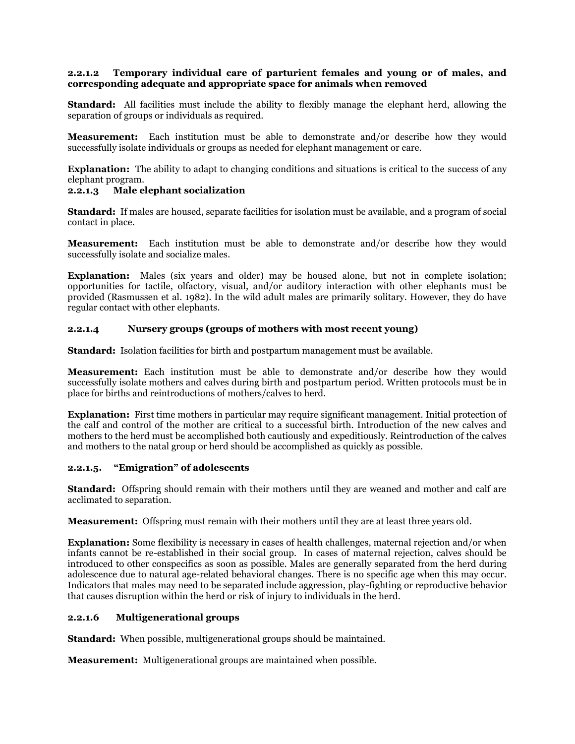#### 2.2.1.2 Temporary individual care of parturient females and young or of males, and corresponding adequate and appropriate space for animals when removed

**Standard:** All facilities must include the ability to flexibly manage the elephant herd, allowing the separation of groups or individuals as required.

**Measurement:** Each institution must be able to demonstrate and/or describe how they would successfully isolate individuals or groups as needed for elephant management or care.

**Explanation:** The ability to adapt to changing conditions and situations is critical to the success of any elephant program.

#### 2.2.1.3 Male elephant socialization

**Standard:** If males are housed, separate facilities for isolation must be available, and a program of social contact in place.

**Measurement:** Each institution must be able to demonstrate and/or describe how they would successfully isolate and socialize males.

**Explanation:** Males (six years and older) may be housed alone, but not in complete isolation; opportunities for tactile, olfactory, visual, and/or auditory interaction with other elephants must be provided (Rasmussen et al. 1982). In the wild adult males are primarily solitary. However, they do have regular contact with other elephants.

#### 2.2.1.4 Nursery groups (groups of mothers with most recent young)

**Standard:** Isolation facilities for birth and postpartum management must be available.

**Measurement:** Each institution must be able to demonstrate and/or describe how they would successfully isolate mothers and calves during birth and postpartum period. Written protocols must be in place for births and reintroductions of mothers/calves to herd.

**Explanation:** First time mothers in particular may require significant management. Initial protection of the calf and control of the mother are critical to a successful birth. Introduction of the new calves and mothers to the herd must be accomplished both cautiously and expeditiously. Reintroduction of the calves and mothers to the natal group or herd should be accomplished as quickly as possible.

#### 2.2.1.5. "Emigration" of adolescents

**Standard:** Offspring should remain with their mothers until they are weaned and mother and calf are acclimated to separation.

**Measurement:** Offspring must remain with their mothers until they are at least three years old.

**Explanation:** Some flexibility is necessary in cases of health challenges, maternal rejection and/or when infants cannot be re-established in their social group. In cases of maternal rejection, calves should be introduced to other conspecifics as soon as possible. Males are generally separated from the herd during adolescence due to natural age-related behavioral changes. There is no specific age when this may occur. Indicators that males may need to be separated include aggression, play-fighting or reproductive behavior that causes disruption within the herd or risk of injury to individuals in the herd.

#### 2.2.1.6 Multigenerational groups

**Standard:** When possible, multigenerational groups should be maintained.

**Measurement:** Multigenerational groups are maintained when possible.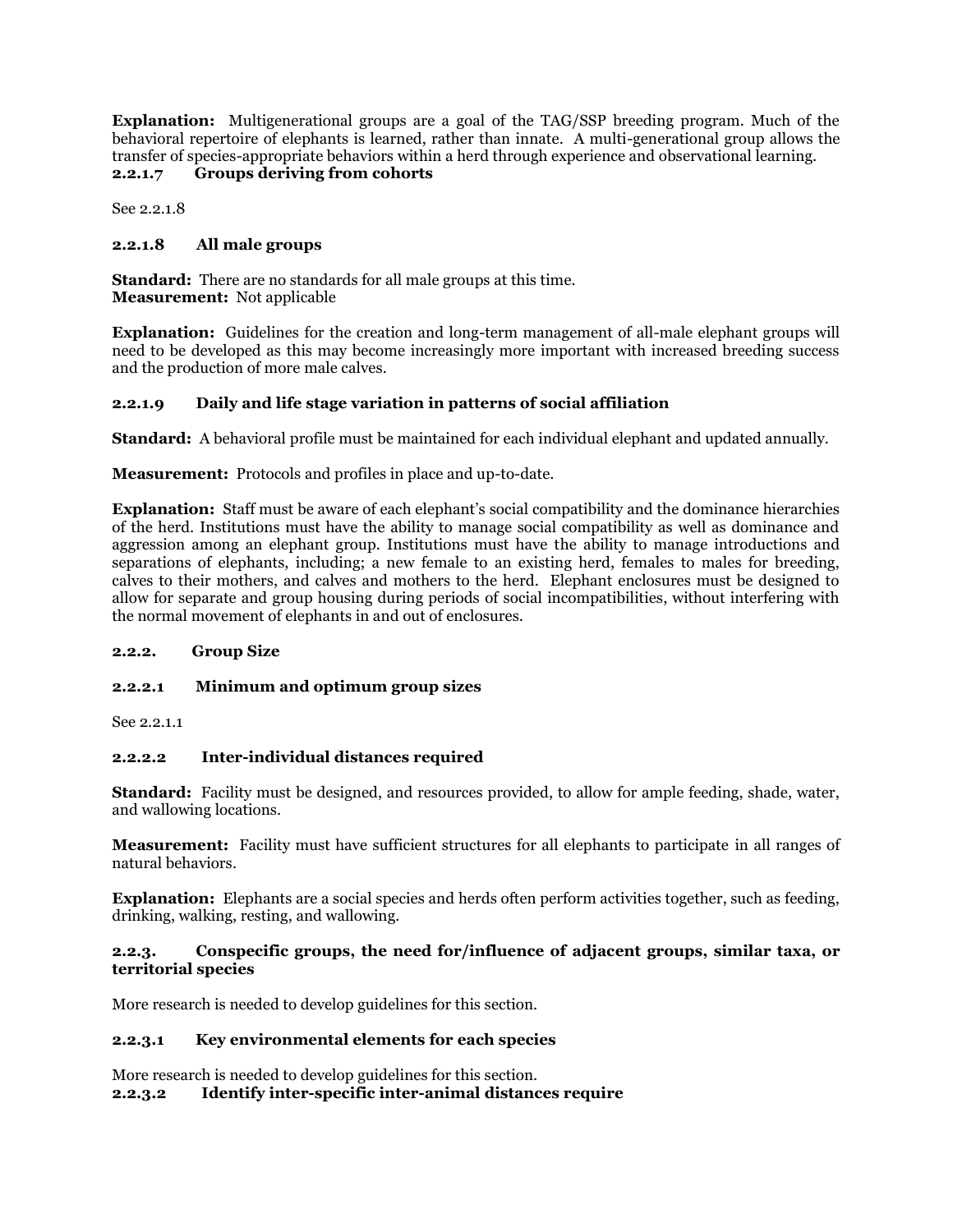**Explanation:** Multigenerational groups are a goal of the TAG/SSP breeding program. Much of the behavioral repertoire of elephants is learned, rather than innate. A multi-generational group allows the transfer of species-appropriate behaviors within a herd through experience and observational learning.

#### 2.2.1.7 Groups deriving from cohorts

See 2.2.1.8

#### 2.2.1.8 All male groups

**Standard:** There are no standards for all male groups at this time.
**Measurement:** Not applicable

**Explanation:** Guidelines for the creation and long-term management of all-male elephant groups will need to be developed as this may become increasingly more important with increased breeding success and the production of more male calves.

#### 2.2.1.9 Daily and life stage variation in patterns of social affiliation

**Standard:** A behavioral profile must be maintained for each individual elephant and updated annually.

**Measurement:** Protocols and profiles in place and up-to-date.

**Explanation:** Staff must be aware of each elephant's social compatibility and the dominance hierarchies of the herd. Institutions must have the ability to manage social compatibility as well as dominance and aggression among an elephant group. Institutions must have the ability to manage introductions and separations of elephants, including; a new female to an existing herd, females to males for breeding, calves to their mothers, and calves and mothers to the herd. Elephant enclosures must be designed to allow for separate and group housing during periods of social incompatibilities, without interfering with the normal movement of elephants in and out of enclosures.

### 2.2.2. Group Size

#### 2.2.2.1 Minimum and optimum group sizes

See 2.2.1.1

#### 2.2.2.2 Inter-individual distances required

**Standard:** Facility must be designed, and resources provided, to allow for ample feeding, shade, water, and wallowing locations.

**Measurement:** Facility must have sufficient structures for all elephants to participate in all ranges of natural behaviors.

**Explanation:** Elephants are a social species and herds often perform activities together, such as feeding, drinking, walking, resting, and wallowing.

### 2.2.3. Conspecific groups, the need for/influence of adjacent groups, similar taxa, or territorial species

More research is needed to develop guidelines for this section.

#### 2.2.3.1 Key environmental elements for each species

More research is needed to develop guidelines for this section.

#### 2.2.3.2 Identify inter-specific inter-animal distances require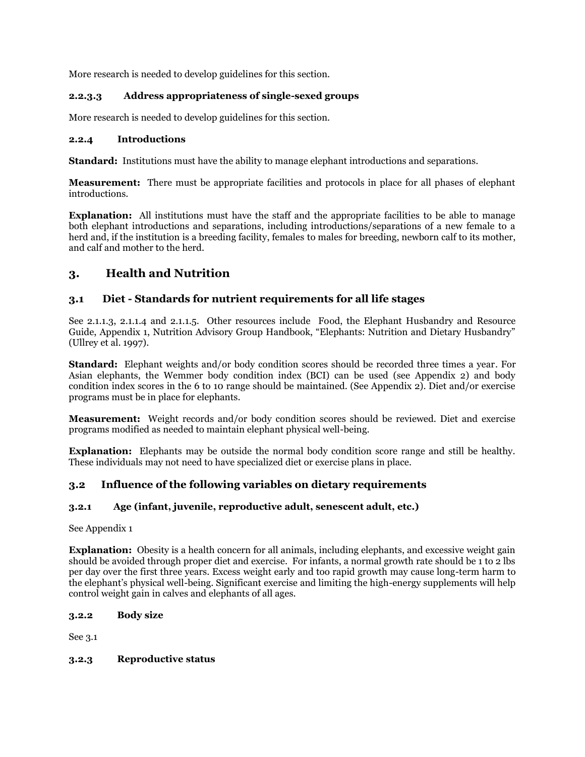More research is needed to develop guidelines for this section.

#### 2.2.3.3 Address appropriateness of single-sexed groups

More research is needed to develop guidelines for this section.

### 2.2.4 Introductions

**Standard:** Institutions must have the ability to manage elephant introductions and separations.

**Measurement:** There must be appropriate facilities and protocols in place for all phases of elephant introductions.

**Explanation:** All institutions must have the staff and the appropriate facilities to be able to manage both elephant introductions and separations, including introductions/separations of a new female to a herd and, if the institution is a breeding facility, females to males for breeding, newborn calf to its mother, and calf and mother to the herd.

# 3. Health and Nutrition

## 3.1 Diet - Standards for nutrient requirements for all life stages

See 2.1.1.3, 2.1.1.4 and 2.1.1.5. Other resources include Food, the Elephant Husbandry and Resource Guide, Appendix 1, Nutrition Advisory Group Handbook, "Elephants: Nutrition and Dietary Husbandry" (Ullrey et al. 1997).

**Standard:** Elephant weights and/or body condition scores should be recorded three times a year. For Asian elephants, the Wemmer body condition index (BCI) can be used (see Appendix 2) and body condition index scores in the 6 to 10 range should be maintained. (See Appendix 2). Diet and/or exercise programs must be in place for elephants.

**Measurement:** Weight records and/or body condition scores should be reviewed. Diet and exercise programs modified as needed to maintain elephant physical well-being.

**Explanation:** Elephants may be outside the normal body condition score range and still be healthy. These individuals may not need to have specialized diet or exercise plans in place.

## 3.2 Influence of the following variables on dietary requirements

### 3.2.1 Age (infant, juvenile, reproductive adult, senescent adult, etc.)

See Appendix 1

**Explanation:** Obesity is a health concern for all animals, including elephants, and excessive weight gain should be avoided through proper diet and exercise. For infants, a normal growth rate should be 1 to 2 lbs per day over the first three years. Excess weight early and too rapid growth may cause long-term harm to the elephant's physical well-being. Significant exercise and limiting the high-energy supplements will help control weight gain in calves and elephants of all ages.

### 3.2.2 Body size

See 3.1

### 3.2.3 Reproductive status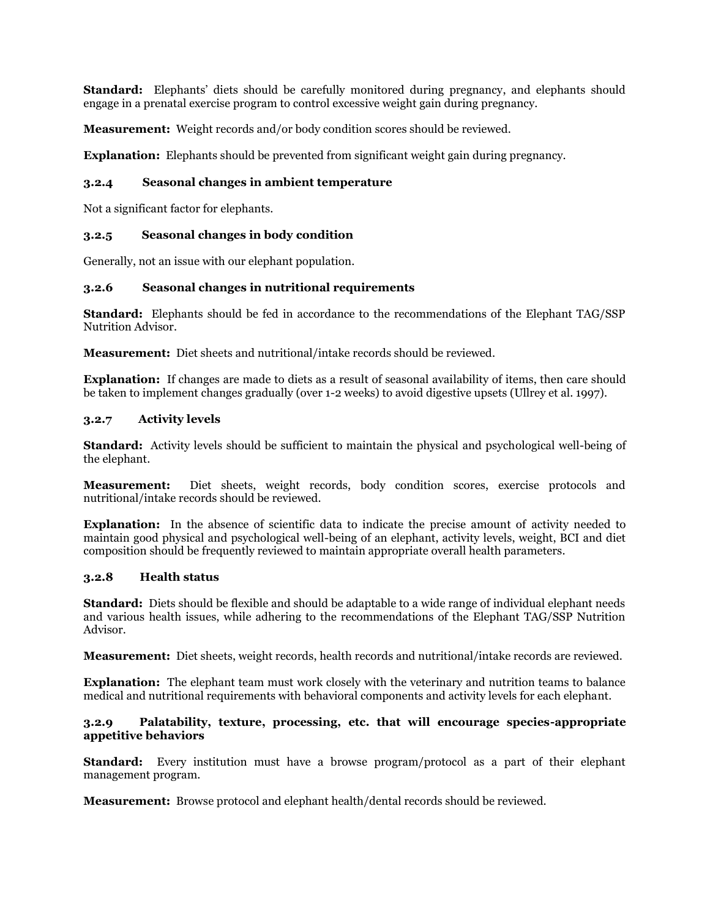**Standard:** Elephants' diets should be carefully monitored during pregnancy, and elephants should engage in a prenatal exercise program to control excessive weight gain during pregnancy.

**Measurement:** Weight records and/or body condition scores should be reviewed.

**Explanation:** Elephants should be prevented from significant weight gain during pregnancy.

#### 3.2.4 Seasonal changes in ambient temperature

Not a significant factor for elephants.

#### 3.2.5 Seasonal changes in body condition

Generally, not an issue with our elephant population.

#### 3.2.6 Seasonal changes in nutritional requirements

**Standard:** Elephants should be fed in accordance to the recommendations of the Elephant TAG/SSP Nutrition Advisor.

**Measurement:** Diet sheets and nutritional/intake records should be reviewed.

**Explanation:** If changes are made to diets as a result of seasonal availability of items, then care should be taken to implement changes gradually (over 1-2 weeks) to avoid digestive upsets (Ullrey et al. 1997).

#### 3.2.7 Activity levels

**Standard:** Activity levels should be sufficient to maintain the physical and psychological well-being of the elephant.

**Measurement:** Diet sheets, weight records, body condition scores, exercise protocols and nutritional/intake records should be reviewed.

**Explanation:** In the absence of scientific data to indicate the precise amount of activity needed to maintain good physical and psychological well-being of an elephant, activity levels, weight, BCI and diet composition should be frequently reviewed to maintain appropriate overall health parameters.

#### 3.2.8 Health status

**Standard:** Diets should be flexible and should be adaptable to a wide range of individual elephant needs and various health issues, while adhering to the recommendations of the Elephant TAG/SSP Nutrition Advisor.

**Measurement:** Diet sheets, weight records, health records and nutritional/intake records are reviewed.

**Explanation:** The elephant team must work closely with the veterinary and nutrition teams to balance medical and nutritional requirements with behavioral components and activity levels for each elephant.

#### 3.2.9 Palatability, texture, processing, etc. that will encourage species-appropriate appetitive behaviors

**Standard:** Every institution must have a browse program/protocol as a part of their elephant management program.

**Measurement:** Browse protocol and elephant health/dental records should be reviewed.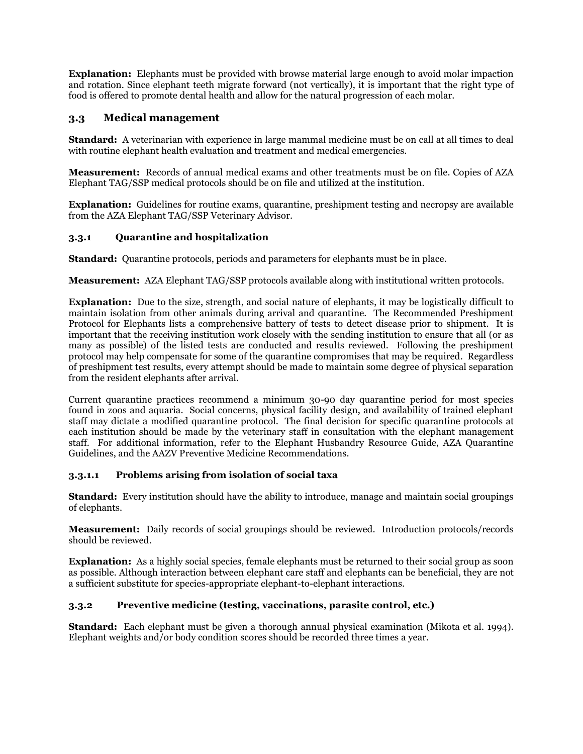**Explanation:** Elephants must be provided with browse material large enough to avoid molar impaction and rotation. Since elephant teeth migrate forward (not vertically), it is important that the right type of food is offered to promote dental health and allow for the natural progression of each molar.

## 3.3 Medical management

**Standard:** A veterinarian with experience in large mammal medicine must be on call at all times to deal with routine elephant health evaluation and treatment and medical emergencies.

**Measurement:** Records of annual medical exams and other treatments must be on file. Copies of AZA Elephant TAG/SSP medical protocols should be on file and utilized at the institution.

**Explanation:** Guidelines for routine exams, quarantine, preshipment testing and necropsy are available from the AZA Elephant TAG/SSP Veterinary Advisor.

### 3.3.1 Quarantine and hospitalization

**Standard:** Quarantine protocols, periods and parameters for elephants must be in place.

**Measurement:** AZA Elephant TAG/SSP protocols available along with institutional written protocols.

**Explanation:** Due to the size, strength, and social nature of elephants, it may be logistically difficult to maintain isolation from other animals during arrival and quarantine. The Recommended Preshipment Protocol for Elephants lists a comprehensive battery of tests to detect disease prior to shipment. It is important that the receiving institution work closely with the sending institution to ensure that all (or as many as possible) of the listed tests are conducted and results reviewed. Following the preshipment protocol may help compensate for some of the quarantine compromises that may be required. Regardless of preshipment test results, every attempt should be made to maintain some degree of physical separation from the resident elephants after arrival.

Current quarantine practices recommend a minimum 30-90 day quarantine period for most species found in zoos and aquaria. Social concerns, physical facility design, and availability of trained elephant staff may dictate a modified quarantine protocol. The final decision for specific quarantine protocols at each institution should be made by the veterinary staff in consultation with the elephant management staff. For additional information, refer to the Elephant Husbandry Resource Guide, AZA Quarantine Guidelines, and the AAZV Preventive Medicine Recommendations.

#### 3.3.1.1 Problems arising from isolation of social taxa

**Standard:** Every institution should have the ability to introduce, manage and maintain social groupings of elephants.

**Measurement:** Daily records of social groupings should be reviewed. Introduction protocols/records should be reviewed.

**Explanation:** As a highly social species, female elephants must be returned to their social group as soon as possible. Although interaction between elephant care staff and elephants can be beneficial, they are not a sufficient substitute for species-appropriate elephant-to-elephant interactions.

### 3.3.2 Preventive medicine (testing, vaccinations, parasite control, etc.)

**Standard:** Each elephant must be given a thorough annual physical examination (Mikota et al. 1994). Elephant weights and/or body condition scores should be recorded three times a year.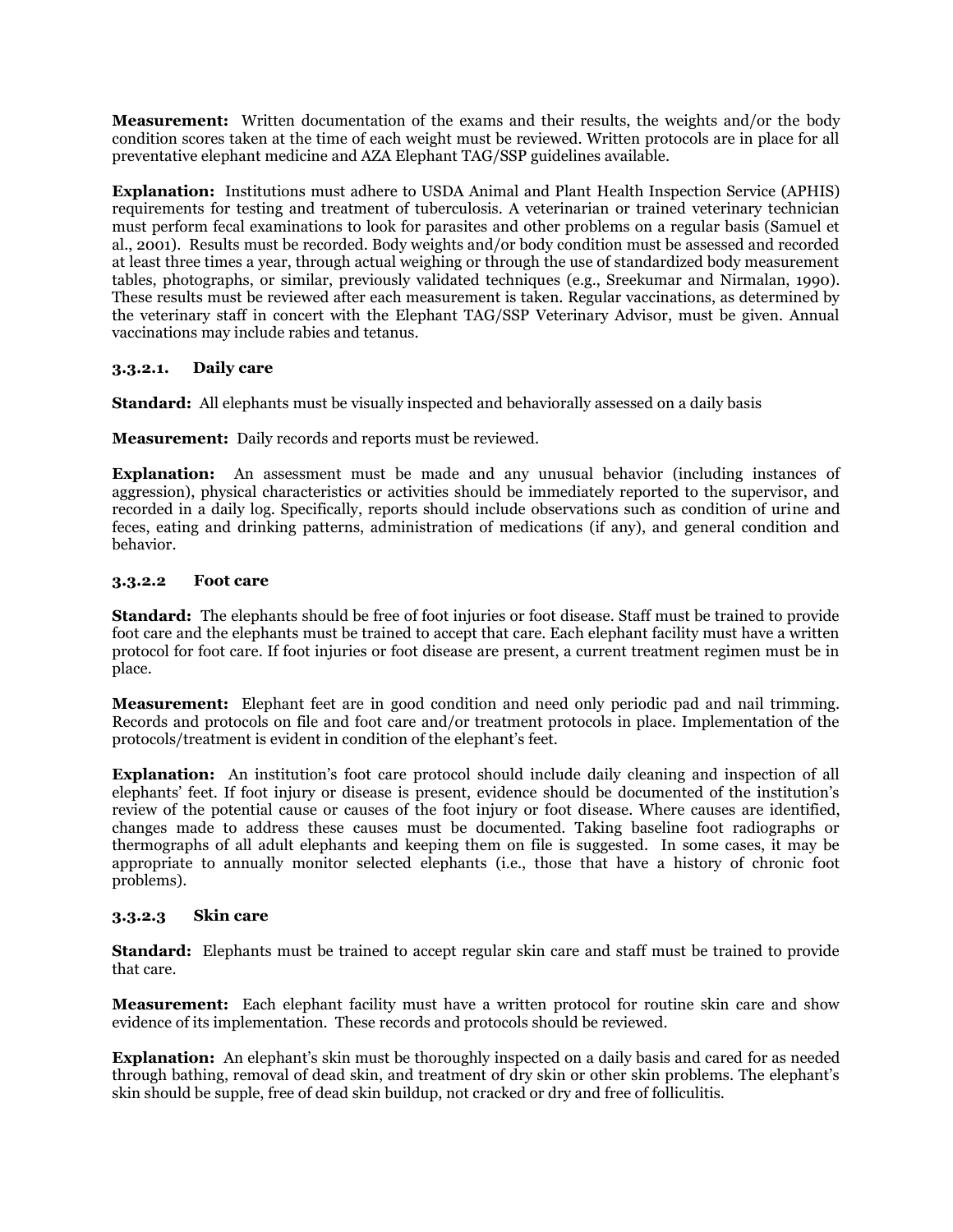**Measurement:** Written documentation of the exams and their results, the weights and/or the body condition scores taken at the time of each weight must be reviewed. Written protocols are in place for all preventative elephant medicine and AZA Elephant TAG/SSP guidelines available.

**Explanation:** Institutions must adhere to USDA Animal and Plant Health Inspection Service (APHIS) requirements for testing and treatment of tuberculosis. A veterinarian or trained veterinary technician must perform fecal examinations to look for parasites and other problems on a regular basis (Samuel et al., 2001). Results must be recorded. Body weights and/or body condition must be assessed and recorded at least three times a year, through actual weighing or through the use of standardized body measurement tables, photographs, or similar, previously validated techniques (e.g., Sreekumar and Nirmalan, 1990). These results must be reviewed after each measurement is taken. Regular vaccinations, as determined by the veterinary staff in concert with the Elephant TAG/SSP Veterinary Advisor, must be given. Annual vaccinations may include rabies and tetanus.

### 3.3.2.1. Daily care

**Standard:** All elephants must be visually inspected and behaviorally assessed on a daily basis

**Measurement:** Daily records and reports must be reviewed.

**Explanation:** An assessment must be made and any unusual behavior (including instances of aggression), physical characteristics or activities should be immediately reported to the supervisor, and recorded in a daily log. Specifically, reports should include observations such as condition of urine and feces, eating and drinking patterns, administration of medications (if any), and general condition and behavior.

### 3.3.2.2 Foot care

**Standard:** The elephants should be free of foot injuries or foot disease. Staff must be trained to provide foot care and the elephants must be trained to accept that care. Each elephant facility must have a written protocol for foot care. If foot injuries or foot disease are present, a current treatment regimen must be in place.

**Measurement:** Elephant feet are in good condition and need only periodic pad and nail trimming. Records and protocols on file and foot care and/or treatment protocols in place. Implementation of the protocols/treatment is evident in condition of the elephant's feet.

**Explanation:** An institution's foot care protocol should include daily cleaning and inspection of all elephants' feet. If foot injury or disease is present, evidence should be documented of the institution's review of the potential cause or causes of the foot injury or foot disease. Where causes are identified, changes made to address these causes must be documented. Taking baseline foot radiographs or thermographs of all adult elephants and keeping them on file is suggested. In some cases, it may be appropriate to annually monitor selected elephants (i.e., those that have a history of chronic foot problems).

### 3.3.2.3 Skin care

**Standard:** Elephants must be trained to accept regular skin care and staff must be trained to provide that care.

**Measurement:** Each elephant facility must have a written protocol for routine skin care and show evidence of its implementation. These records and protocols should be reviewed.

**Explanation:** An elephant's skin must be thoroughly inspected on a daily basis and cared for as needed through bathing, removal of dead skin, and treatment of dry skin or other skin problems. The elephant's skin should be supple, free of dead skin buildup, not cracked or dry and free of folliculitis.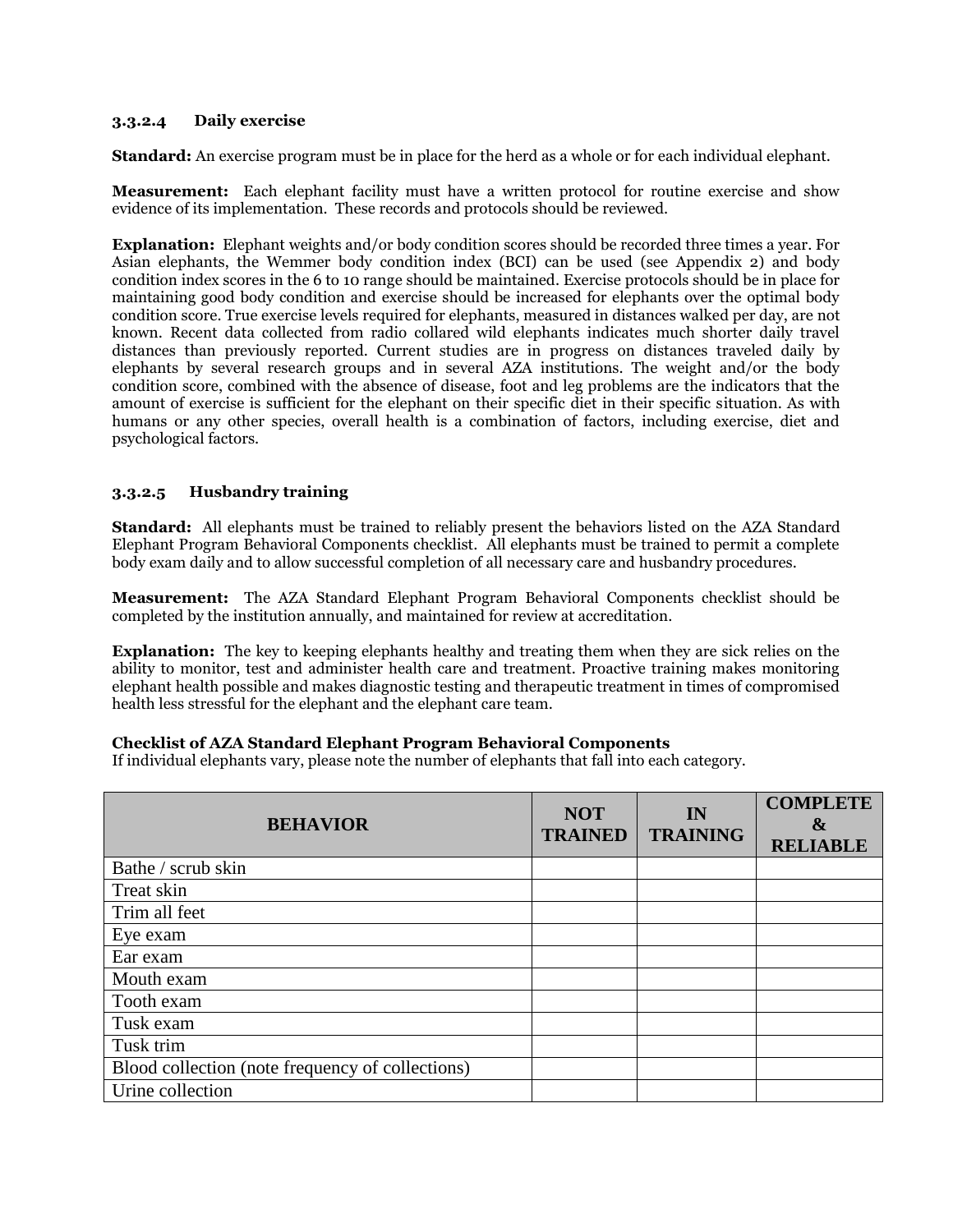#### 3.3.2.4 Daily exercise

**Standard:** An exercise program must be in place for the herd as a whole or for each individual elephant.

**Measurement:** Each elephant facility must have a written protocol for routine exercise and show evidence of its implementation. These records and protocols should be reviewed.

**Explanation:** Elephant weights and/or body condition scores should be recorded three times a year. For Asian elephants, the Wemmer body condition index (BCI) can be used (see Appendix 2) and body condition index scores in the 6 to 10 range should be maintained. Exercise protocols should be in place for maintaining good body condition and exercise should be increased for elephants over the optimal body condition score. True exercise levels required for elephants, measured in distances walked per day, are not known. Recent data collected from radio collared wild elephants indicates much shorter daily travel distances than previously reported. Current studies are in progress on distances traveled daily by elephants by several research groups and in several AZA institutions. The weight and/or the body condition score, combined with the absence of disease, foot and leg problems are the indicators that the amount of exercise is sufficient for the elephant on their specific diet in their specific situation. As with humans or any other species, overall health is a combination of factors, including exercise, diet and psychological factors.

#### 3.3.2.5 Husbandry training

**Standard:** All elephants must be trained to reliably present the behaviors listed on the AZA Standard Elephant Program Behavioral Components checklist. All elephants must be trained to permit a complete body exam daily and to allow successful completion of all necessary care and husbandry procedures.

**Measurement:** The AZA Standard Elephant Program Behavioral Components checklist should be completed by the institution annually, and maintained for review at accreditation.

**Explanation:** The key to keeping elephants healthy and treating them when they are sick relies on the ability to monitor, test and administer health care and treatment. Proactive training makes monitoring elephant health possible and makes diagnostic testing and therapeutic treatment in times of compromised health less stressful for the elephant and the elephant care team.

**Checklist of AZA Standard Elephant Program Behavioral Components**
If individual elephants vary, please note the number of elephants that fall into each category.

| BEHAVIOR | NOT TRAINED | IN TRAINING | COMPLETE & RELIABLE |
|---|---|---|---|
| Bathe / scrub skin | | | |
| Treat skin | | | |
| Trim all feet | | | |
| Eye exam | | | |
| Ear exam | | | |
| Mouth exam | | | |
| Tooth exam | | | |
| Tusk exam | | | |
| Tusk trim | | | |
| Blood collection (note frequency of collections) | | | |
| Urine collection | | | |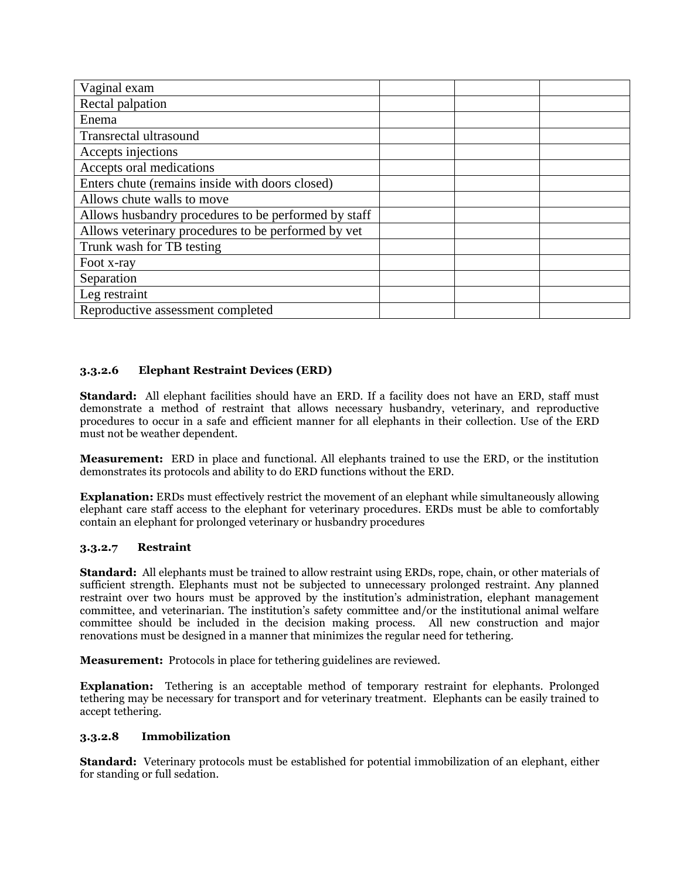| | | | |
|---|---|---|---|
| Vaginal exam | | | |
| Rectal palpation | | | |
| Enema | | | |
| Transrectal ultrasound | | | |
| Accepts injections | | | |
| Accepts oral medications | | | |
| Enters chute (remains inside with doors closed) | | | |
| Allows chute walls to move | | | |
| Allows husbandry procedures to be performed by staff | | | |
| Allows veterinary procedures to be performed by vet | | | |
| Trunk wash for TB testing | | | |
| Foot x-ray | | | |
| Separation | | | |
| Leg restraint | | | |
| Reproductive assessment completed | | | |

### 3.3.2.6 Elephant Restraint Devices (ERD)

**Standard:** All elephant facilities should have an ERD. If a facility does not have an ERD, staff must demonstrate a method of restraint that allows necessary husbandry, veterinary, and reproductive procedures to occur in a safe and efficient manner for all elephants in their collection. Use of the ERD must not be weather dependent.

**Measurement:** ERD in place and functional. All elephants trained to use the ERD, or the institution demonstrates its protocols and ability to do ERD functions without the ERD.

**Explanation:** ERDs must effectively restrict the movement of an elephant while simultaneously allowing elephant care staff access to the elephant for veterinary procedures. ERDs must be able to comfortably contain an elephant for prolonged veterinary or husbandry procedures

### 3.3.2.7 Restraint

**Standard:** All elephants must be trained to allow restraint using ERDs, rope, chain, or other materials of sufficient strength. Elephants must not be subjected to unnecessary prolonged restraint. Any planned restraint over two hours must be approved by the institution's administration, elephant management committee, and veterinarian. The institution's safety committee and/or the institutional animal welfare committee should be included in the decision making process. All new construction and major renovations must be designed in a manner that minimizes the regular need for tethering.

**Measurement:** Protocols in place for tethering guidelines are reviewed.

**Explanation:** Tethering is an acceptable method of temporary restraint for elephants. Prolonged tethering may be necessary for transport and for veterinary treatment. Elephants can be easily trained to accept tethering.

### 3.3.2.8 Immobilization

**Standard:** Veterinary protocols must be established for potential immobilization of an elephant, either for standing or full sedation.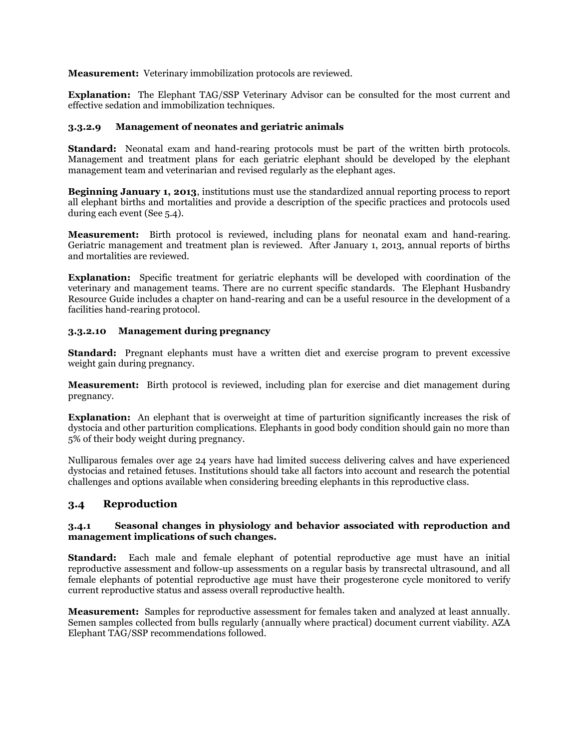**Measurement:** Veterinary immobilization protocols are reviewed.

**Explanation:** The Elephant TAG/SSP Veterinary Advisor can be consulted for the most current and effective sedation and immobilization techniques.

#### 3.3.2.9 Management of neonates and geriatric animals

**Standard:** Neonatal exam and hand-rearing protocols must be part of the written birth protocols. Management and treatment plans for each geriatric elephant should be developed by the elephant management team and veterinarian and revised regularly as the elephant ages.

**Beginning January 1, 2013**, institutions must use the standardized annual reporting process to report all elephant births and mortalities and provide a description of the specific practices and protocols used during each event (See 5.4).

**Measurement:** Birth protocol is reviewed, including plans for neonatal exam and hand-rearing. Geriatric management and treatment plan is reviewed. After January 1, 2013, annual reports of births and mortalities are reviewed.

**Explanation:** Specific treatment for geriatric elephants will be developed with coordination of the veterinary and management teams. There are no current specific standards. The Elephant Husbandry Resource Guide includes a chapter on hand-rearing and can be a useful resource in the development of a facilities hand-rearing protocol.

#### 3.3.2.10 Management during pregnancy

**Standard:** Pregnant elephants must have a written diet and exercise program to prevent excessive weight gain during pregnancy.

**Measurement:** Birth protocol is reviewed, including plan for exercise and diet management during pregnancy.

**Explanation:** An elephant that is overweight at time of parturition significantly increases the risk of dystocia and other parturition complications. Elephants in good body condition should gain no more than 5% of their body weight during pregnancy.

Nulliparous females over age 24 years have had limited success delivering calves and have experienced dystocias and retained fetuses. Institutions should take all factors into account and research the potential challenges and options available when considering breeding elephants in this reproductive class.

## 3.4 Reproduction

#### 3.4.1 Seasonal changes in physiology and behavior associated with reproduction and management implications of such changes.

**Standard:** Each male and female elephant of potential reproductive age must have an initial reproductive assessment and follow-up assessments on a regular basis by transrectal ultrasound, and all female elephants of potential reproductive age must have their progesterone cycle monitored to verify current reproductive status and assess overall reproductive health.

**Measurement:** Samples for reproductive assessment for females taken and analyzed at least annually. Semen samples collected from bulls regularly (annually where practical) document current viability. AZA Elephant TAG/SSP recommendations followed.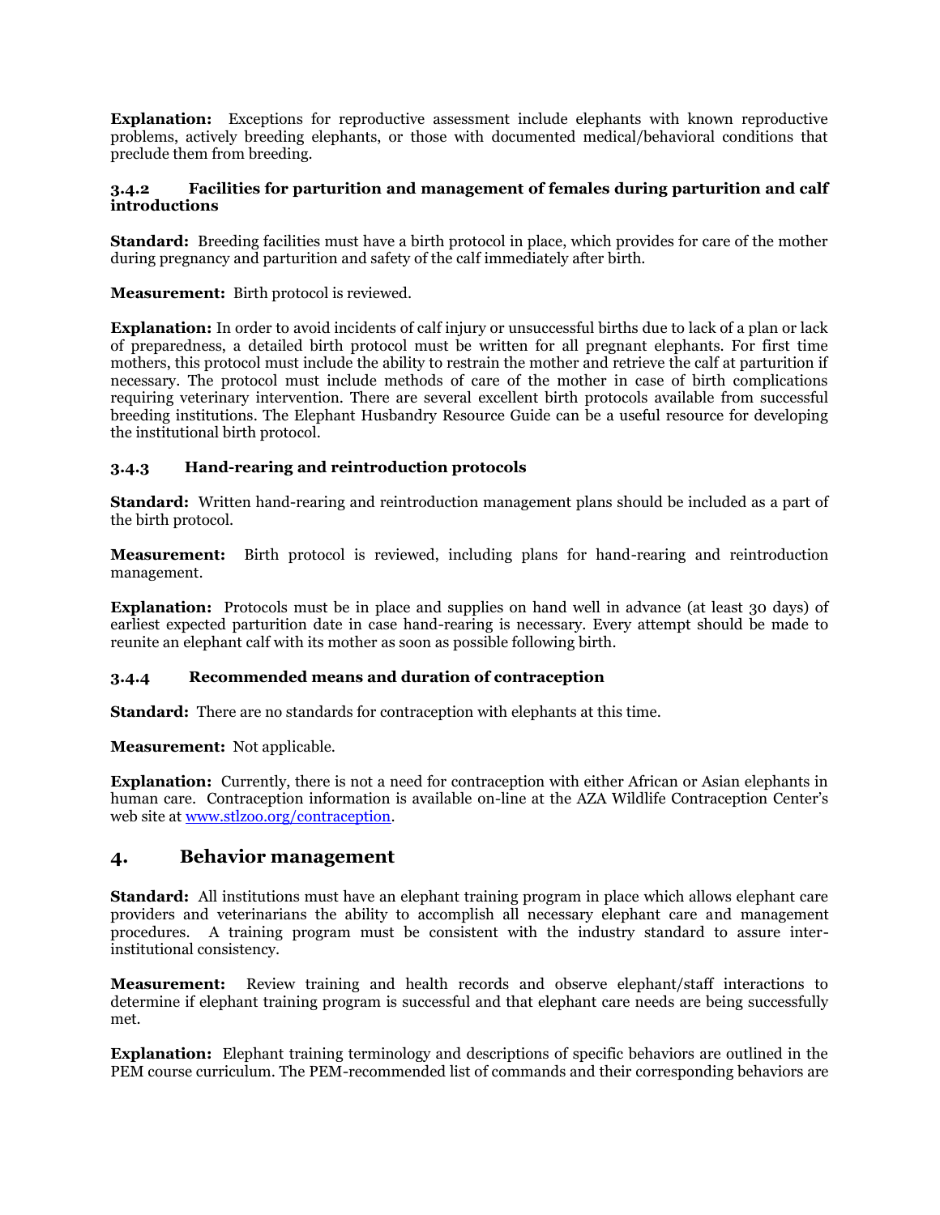**Explanation:** Exceptions for reproductive assessment include elephants with known reproductive problems, actively breeding elephants, or those with documented medical/behavioral conditions that preclude them from breeding.

### 3.4.2 Facilities for parturition and management of females during parturition and calf introductions

**Standard:** Breeding facilities must have a birth protocol in place, which provides for care of the mother during pregnancy and parturition and safety of the calf immediately after birth.

**Measurement:** Birth protocol is reviewed.

**Explanation:** In order to avoid incidents of calf injury or unsuccessful births due to lack of a plan or lack of preparedness, a detailed birth protocol must be written for all pregnant elephants. For first time mothers, this protocol must include the ability to restrain the mother and retrieve the calf at parturition if necessary. The protocol must include methods of care of the mother in case of birth complications requiring veterinary intervention. There are several excellent birth protocols available from successful breeding institutions. The Elephant Husbandry Resource Guide can be a useful resource for developing the institutional birth protocol.

### 3.4.3 Hand-rearing and reintroduction protocols

**Standard:** Written hand-rearing and reintroduction management plans should be included as a part of the birth protocol.

**Measurement:** Birth protocol is reviewed, including plans for hand-rearing and reintroduction management.

**Explanation:** Protocols must be in place and supplies on hand well in advance (at least 30 days) of earliest expected parturition date in case hand-rearing is necessary. Every attempt should be made to reunite an elephant calf with its mother as soon as possible following birth.

### 3.4.4 Recommended means and duration of contraception

**Standard:** There are no standards for contraception with elephants at this time.

**Measurement:** Not applicable.

**Explanation:** Currently, there is not a need for contraception with either African or Asian elephants in human care. Contraception information is available on-line at the AZA Wildlife Contraception Center's web site at www.stlzoo.org/contraception.

## 4. Behavior management

**Standard:** All institutions must have an elephant training program in place which allows elephant care providers and veterinarians the ability to accomplish all necessary elephant care and management procedures. A training program must be consistent with the industry standard to assure inter-institutional consistency.

**Measurement:** Review training and health records and observe elephant/staff interactions to determine if elephant training program is successful and that elephant care needs are being successfully met.

**Explanation:** Elephant training terminology and descriptions of specific behaviors are outlined in the PEM course curriculum. The PEM-recommended list of commands and their corresponding behaviors are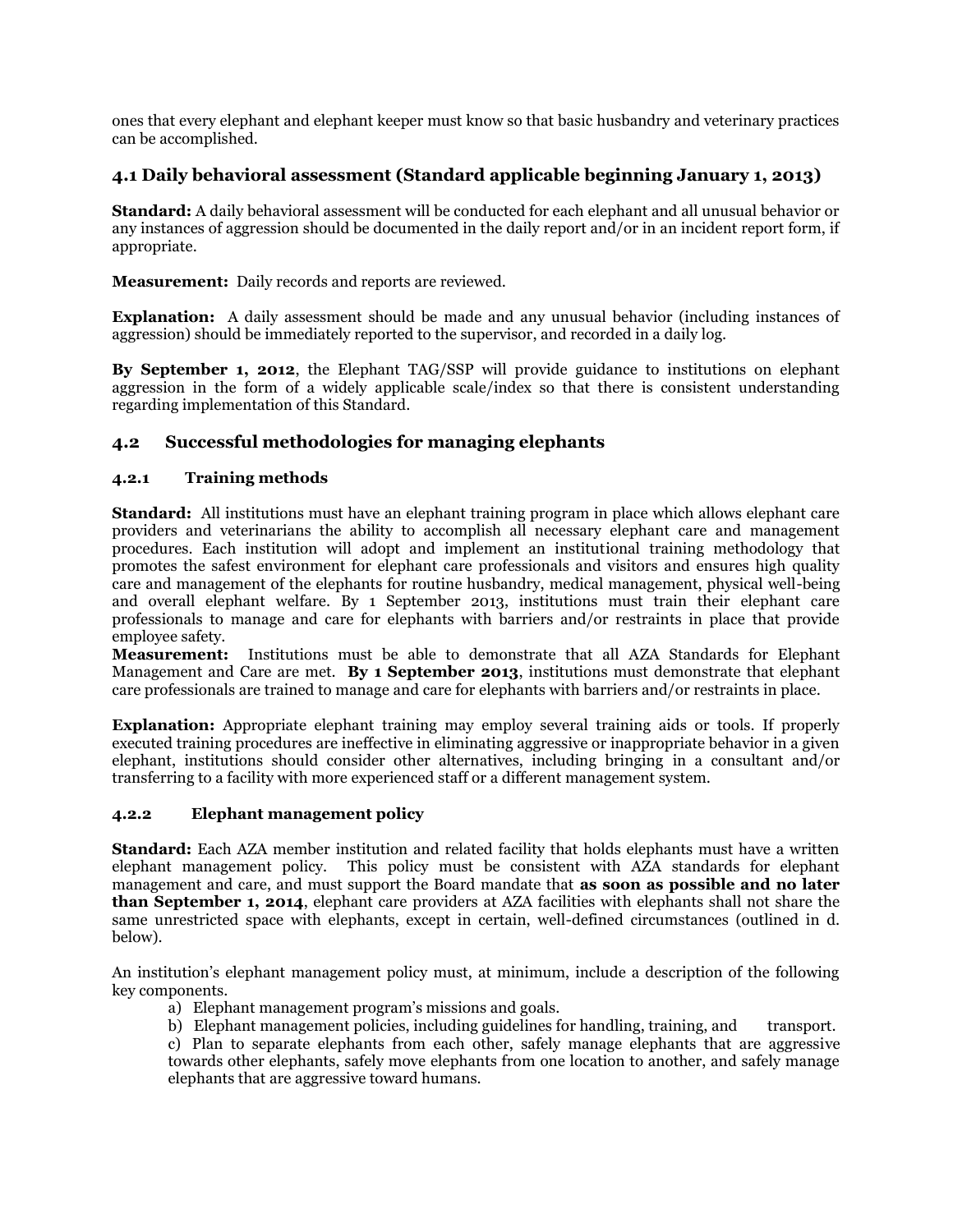ones that every elephant and elephant keeper must know so that basic husbandry and veterinary practices can be accomplished.

## 4.1 Daily behavioral assessment (Standard applicable beginning January 1, 2013)

**Standard:** A daily behavioral assessment will be conducted for each elephant and all unusual behavior or any instances of aggression should be documented in the daily report and/or in an incident report form, if appropriate.

**Measurement:** Daily records and reports are reviewed.

**Explanation:** A daily assessment should be made and any unusual behavior (including instances of aggression) should be immediately reported to the supervisor, and recorded in a daily log.

**By September 1, 2012**, the Elephant TAG/SSP will provide guidance to institutions on elephant aggression in the form of a widely applicable scale/index so that there is consistent understanding regarding implementation of this Standard.

## 4.2 Successful methodologies for managing elephants

### 4.2.1 Training methods

**Standard:** All institutions must have an elephant training program in place which allows elephant care providers and veterinarians the ability to accomplish all necessary elephant care and management procedures. Each institution will adopt and implement an institutional training methodology that promotes the safest environment for elephant care professionals and visitors and ensures high quality care and management of the elephants for routine husbandry, medical management, physical well-being and overall elephant welfare. By 1 September 2013, institutions must train their elephant care professionals to manage and care for elephants with barriers and/or restraints in place that provide employee safety.

**Measurement:** Institutions must be able to demonstrate that all AZA Standards for Elephant Management and Care are met. **By 1 September 2013**, institutions must demonstrate that elephant care professionals are trained to manage and care for elephants with barriers and/or restraints in place.

**Explanation:** Appropriate elephant training may employ several training aids or tools. If properly executed training procedures are ineffective in eliminating aggressive or inappropriate behavior in a given elephant, institutions should consider other alternatives, including bringing in a consultant and/or transferring to a facility with more experienced staff or a different management system.

### 4.2.2 Elephant management policy

**Standard:** Each AZA member institution and related facility that holds elephants must have a written elephant management policy. This policy must be consistent with AZA standards for elephant management and care, and must support the Board mandate that **as soon as possible and no later than September 1, 2014**, elephant care providers at AZA facilities with elephants shall not share the same unrestricted space with elephants, except in certain, well-defined circumstances (outlined in d. below).

An institution's elephant management policy must, at minimum, include a description of the following key components.

a) Elephant management program's missions and goals.
b) Elephant management policies, including guidelines for handling, training, and transport.
c) Plan to separate elephants from each other, safely manage elephants that are aggressive towards other elephants, safely move elephants from one location to another, and safely manage elephants that are aggressive toward humans.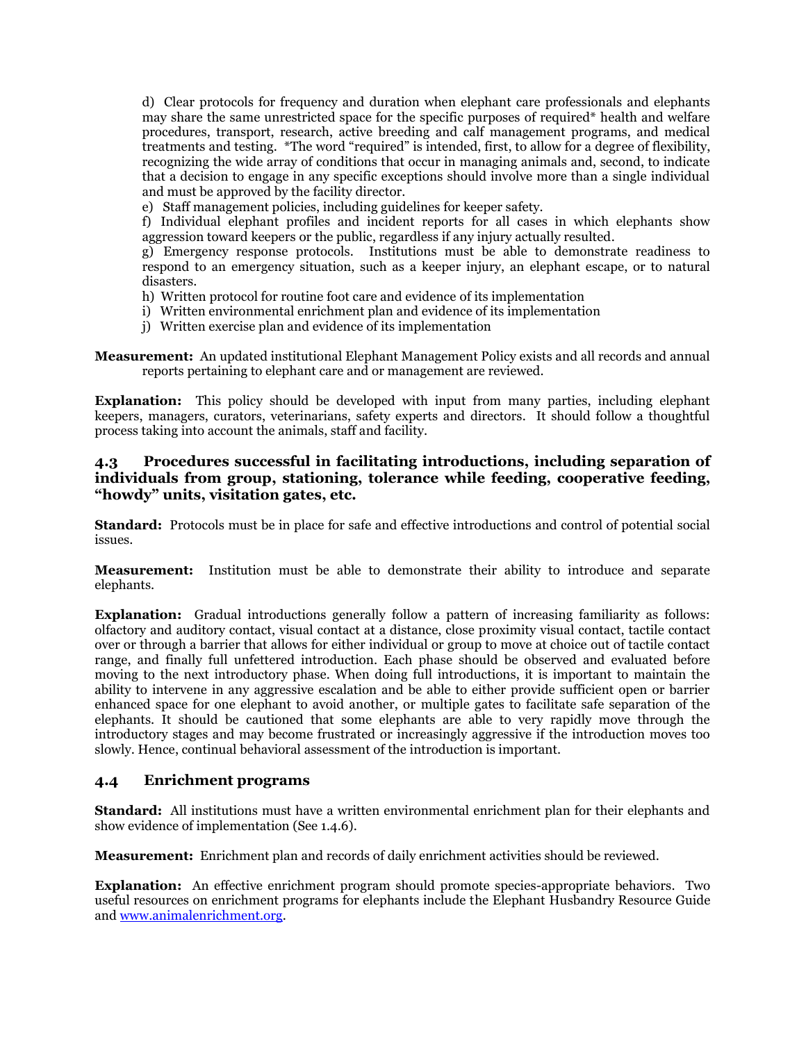d) Clear protocols for frequency and duration when elephant care professionals and elephants may share the same unrestricted space for the specific purposes of required* health and welfare procedures, transport, research, active breeding and calf management programs, and medical treatments and testing. *The word "required" is intended, first, to allow for a degree of flexibility, recognizing the wide array of conditions that occur in managing animals and, second, to indicate that a decision to engage in any specific exceptions should involve more than a single individual and must be approved by the facility director.

e) Staff management policies, including guidelines for keeper safety.

f) Individual elephant profiles and incident reports for all cases in which elephants show aggression toward keepers or the public, regardless if any injury actually resulted.

g) Emergency response protocols. Institutions must be able to demonstrate readiness to respond to an emergency situation, such as a keeper injury, an elephant escape, or to natural disasters.

h) Written protocol for routine foot care and evidence of its implementation

i) Written environmental enrichment plan and evidence of its implementation

j) Written exercise plan and evidence of its implementation

**Measurement:** An updated institutional Elephant Management Policy exists and all records and annual reports pertaining to elephant care and or management are reviewed.

**Explanation:** This policy should be developed with input from many parties, including elephant keepers, managers, curators, veterinarians, safety experts and directors. It should follow a thoughtful process taking into account the animals, staff and facility.

### 4.3 Procedures successful in facilitating introductions, including separation of individuals from group, stationing, tolerance while feeding, cooperative feeding, "howdy" units, visitation gates, etc.

**Standard:** Protocols must be in place for safe and effective introductions and control of potential social issues.

**Measurement:** Institution must be able to demonstrate their ability to introduce and separate elephants.

**Explanation:** Gradual introductions generally follow a pattern of increasing familiarity as follows: olfactory and auditory contact, visual contact at a distance, close proximity visual contact, tactile contact over or through a barrier that allows for either individual or group to move at choice out of tactile contact range, and finally full unfettered introduction. Each phase should be observed and evaluated before moving to the next introductory phase. When doing full introductions, it is important to maintain the ability to intervene in any aggressive escalation and be able to either provide sufficient open or barrier enhanced space for one elephant to avoid another, or multiple gates to facilitate safe separation of the elephants. It should be cautioned that some elephants are able to very rapidly move through the introductory stages and may become frustrated or increasingly aggressive if the introduction moves too slowly. Hence, continual behavioral assessment of the introduction is important.

### 4.4 Enrichment programs

**Standard:** All institutions must have a written environmental enrichment plan for their elephants and show evidence of implementation (See 1.4.6).

**Measurement:** Enrichment plan and records of daily enrichment activities should be reviewed.

**Explanation:** An effective enrichment program should promote species-appropriate behaviors. Two useful resources on enrichment programs for elephants include the Elephant Husbandry Resource Guide and www.animalenrichment.org.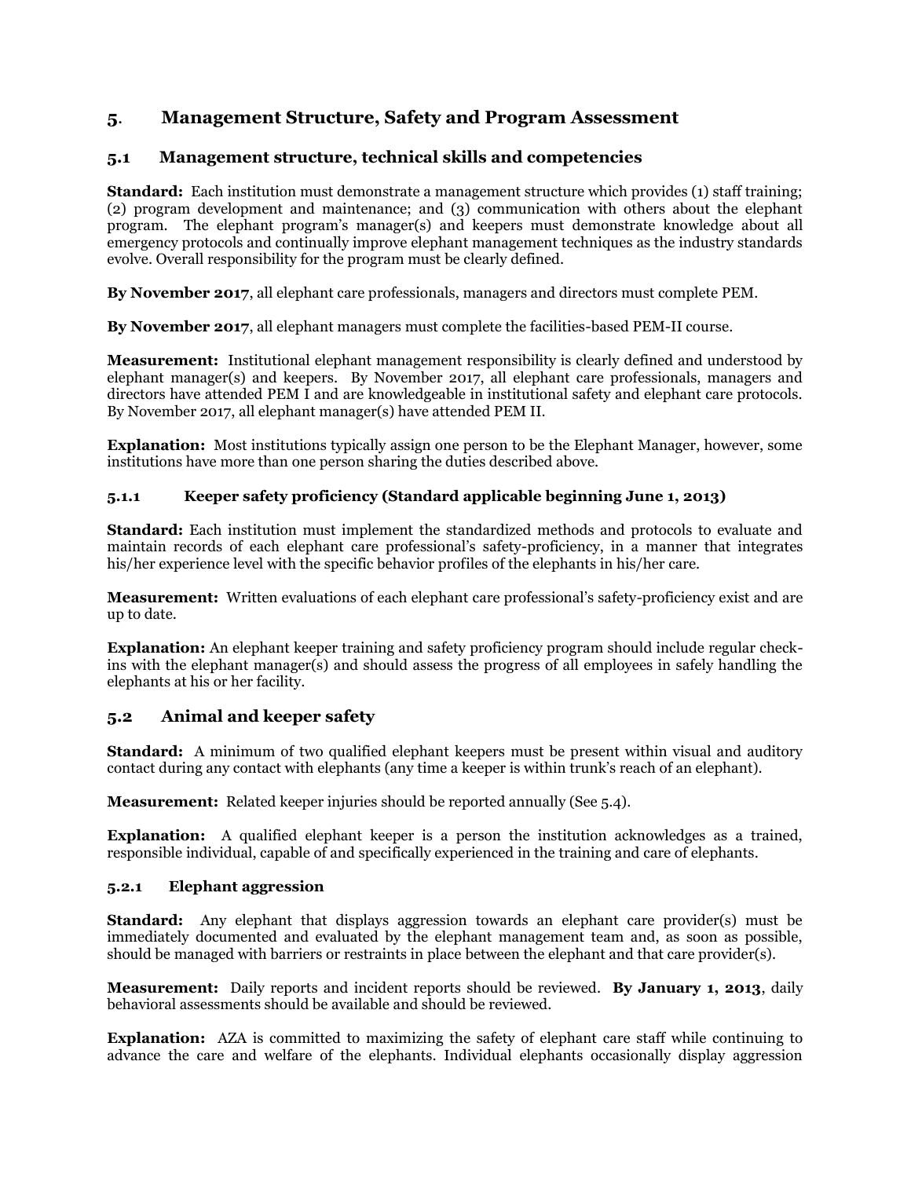# 5. Management Structure, Safety and Program Assessment

## 5.1 Management structure, technical skills and competencies

**Standard:** Each institution must demonstrate a management structure which provides (1) staff training; (2) program development and maintenance; and (3) communication with others about the elephant program. The elephant program's manager(s) and keepers must demonstrate knowledge about all emergency protocols and continually improve elephant management techniques as the industry standards evolve. Overall responsibility for the program must be clearly defined.

**By November 2017**, all elephant care professionals, managers and directors must complete PEM.

**By November 2017**, all elephant managers must complete the facilities-based PEM-II course.

**Measurement:** Institutional elephant management responsibility is clearly defined and understood by elephant manager(s) and keepers. By November 2017, all elephant care professionals, managers and directors have attended PEM I and are knowledgeable in institutional safety and elephant care protocols. By November 2017, all elephant manager(s) have attended PEM II.

**Explanation:** Most institutions typically assign one person to be the Elephant Manager, however, some institutions have more than one person sharing the duties described above.

### 5.1.1 Keeper safety proficiency (Standard applicable beginning June 1, 2013)

**Standard:** Each institution must implement the standardized methods and protocols to evaluate and maintain records of each elephant care professional's safety-proficiency, in a manner that integrates his/her experience level with the specific behavior profiles of the elephants in his/her care.

**Measurement:** Written evaluations of each elephant care professional's safety-proficiency exist and are up to date.

**Explanation:** An elephant keeper training and safety proficiency program should include regular check-ins with the elephant manager(s) and should assess the progress of all employees in safely handling the elephants at his or her facility.

## 5.2 Animal and keeper safety

**Standard:** A minimum of two qualified elephant keepers must be present within visual and auditory contact during any contact with elephants (any time a keeper is within trunk's reach of an elephant).

**Measurement:** Related keeper injuries should be reported annually (See 5.4).

**Explanation:** A qualified elephant keeper is a person the institution acknowledges as a trained, responsible individual, capable of and specifically experienced in the training and care of elephants.

### 5.2.1 Elephant aggression

**Standard:** Any elephant that displays aggression towards an elephant care provider(s) must be immediately documented and evaluated by the elephant management team and, as soon as possible, should be managed with barriers or restraints in place between the elephant and that care provider(s).

**Measurement:** Daily reports and incident reports should be reviewed. **By January 1, 2013**, daily behavioral assessments should be available and should be reviewed.

**Explanation:** AZA is committed to maximizing the safety of elephant care staff while continuing to advance the care and welfare of the elephants. Individual elephants occasionally display aggression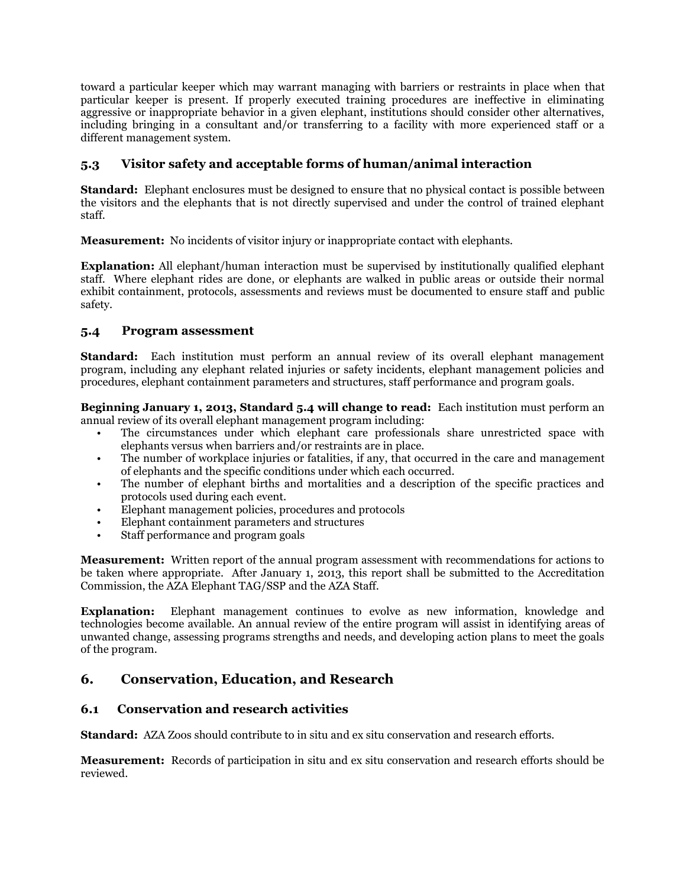toward a particular keeper which may warrant managing with barriers or restraints in place when that particular keeper is present. If properly executed training procedures are ineffective in eliminating aggressive or inappropriate behavior in a given elephant, institutions should consider other alternatives, including bringing in a consultant and/or transferring to a facility with more experienced staff or a different management system.

### 5.3 Visitor safety and acceptable forms of human/animal interaction

**Standard:** Elephant enclosures must be designed to ensure that no physical contact is possible between the visitors and the elephants that is not directly supervised and under the control of trained elephant staff.

**Measurement:** No incidents of visitor injury or inappropriate contact with elephants.

**Explanation:** All elephant/human interaction must be supervised by institutionally qualified elephant staff. Where elephant rides are done, or elephants are walked in public areas or outside their normal exhibit containment, protocols, assessments and reviews must be documented to ensure staff and public safety.

### 5.4 Program assessment

**Standard:** Each institution must perform an annual review of its overall elephant management program, including any elephant related injuries or safety incidents, elephant management policies and procedures, elephant containment parameters and structures, staff performance and program goals.

**Beginning January 1, 2013, Standard 5.4 will change to read:** Each institution must perform an annual review of its overall elephant management program including:

- The circumstances under which elephant care professionals share unrestricted space with elephants versus when barriers and/or restraints are in place.
- The number of workplace injuries or fatalities, if any, that occurred in the care and management of elephants and the specific conditions under which each occurred.
- The number of elephant births and mortalities and a description of the specific practices and protocols used during each event.
- Elephant management policies, procedures and protocols
- Elephant containment parameters and structures
- Staff performance and program goals

**Measurement:** Written report of the annual program assessment with recommendations for actions to be taken where appropriate. After January 1, 2013, this report shall be submitted to the Accreditation Commission, the AZA Elephant TAG/SSP and the AZA Staff.

**Explanation:** Elephant management continues to evolve as new information, knowledge and technologies become available. An annual review of the entire program will assist in identifying areas of unwanted change, assessing programs strengths and needs, and developing action plans to meet the goals of the program.

## 6. Conservation, Education, and Research

### 6.1 Conservation and research activities

**Standard:** AZA Zoos should contribute to in situ and ex situ conservation and research efforts.

**Measurement:** Records of participation in situ and ex situ conservation and research efforts should be reviewed.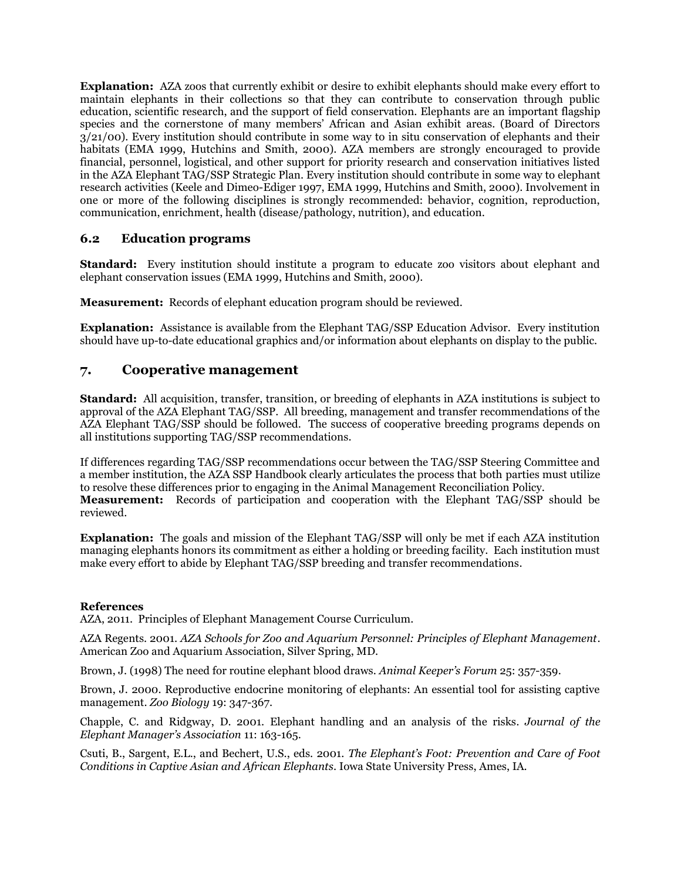**Explanation:** AZA zoos that currently exhibit or desire to exhibit elephants should make every effort to maintain elephants in their collections so that they can contribute to conservation through public education, scientific research, and the support of field conservation. Elephants are an important flagship species and the cornerstone of many members' African and Asian exhibit areas. (Board of Directors 3/21/00). Every institution should contribute in some way to in situ conservation of elephants and their habitats (EMA 1999, Hutchins and Smith, 2000). AZA members are strongly encouraged to provide financial, personnel, logistical, and other support for priority research and conservation initiatives listed in the AZA Elephant TAG/SSP Strategic Plan. Every institution should contribute in some way to elephant research activities (Keele and Dimeo-Ediger 1997, EMA 1999, Hutchins and Smith, 2000). Involvement in one or more of the following disciplines is strongly recommended: behavior, cognition, reproduction, communication, enrichment, health (disease/pathology, nutrition), and education.

### 6.2 Education programs

**Standard:** Every institution should institute a program to educate zoo visitors about elephant and elephant conservation issues (EMA 1999, Hutchins and Smith, 2000).

**Measurement:** Records of elephant education program should be reviewed.

**Explanation:** Assistance is available from the Elephant TAG/SSP Education Advisor. Every institution should have up-to-date educational graphics and/or information about elephants on display to the public.

## 7. Cooperative management

**Standard:** All acquisition, transfer, transition, or breeding of elephants in AZA institutions is subject to approval of the AZA Elephant TAG/SSP. All breeding, management and transfer recommendations of the AZA Elephant TAG/SSP should be followed. The success of cooperative breeding programs depends on all institutions supporting TAG/SSP recommendations.

If differences regarding TAG/SSP recommendations occur between the TAG/SSP Steering Committee and a member institution, the AZA SSP Handbook clearly articulates the process that both parties must utilize to resolve these differences prior to engaging in the Animal Management Reconciliation Policy.

**Measurement:** Records of participation and cooperation with the Elephant TAG/SSP should be reviewed.

**Explanation:** The goals and mission of the Elephant TAG/SSP will only be met if each AZA institution managing elephants honors its commitment as either a holding or breeding facility. Each institution must make every effort to abide by Elephant TAG/SSP breeding and transfer recommendations.

**References**

AZA, 2011. Principles of Elephant Management Course Curriculum.

AZA Regents. 2001. *AZA Schools for Zoo and Aquarium Personnel: Principles of Elephant Management*. American Zoo and Aquarium Association, Silver Spring, MD.

Brown, J. (1998) The need for routine elephant blood draws. *Animal Keeper's Forum* 25: 357-359.

Brown, J. 2000. Reproductive endocrine monitoring of elephants: An essential tool for assisting captive management. *Zoo Biology* 19: 347-367.

Chapple, C. and Ridgway, D. 2001. Elephant handling and an analysis of the risks. *Journal of the Elephant Manager's Association* 11: 163-165.

Csuti, B., Sargent, E.L., and Bechert, U.S., eds. 2001. *The Elephant's Foot: Prevention and Care of Foot Conditions in Captive Asian and African Elephants*. Iowa State University Press, Ames, IA.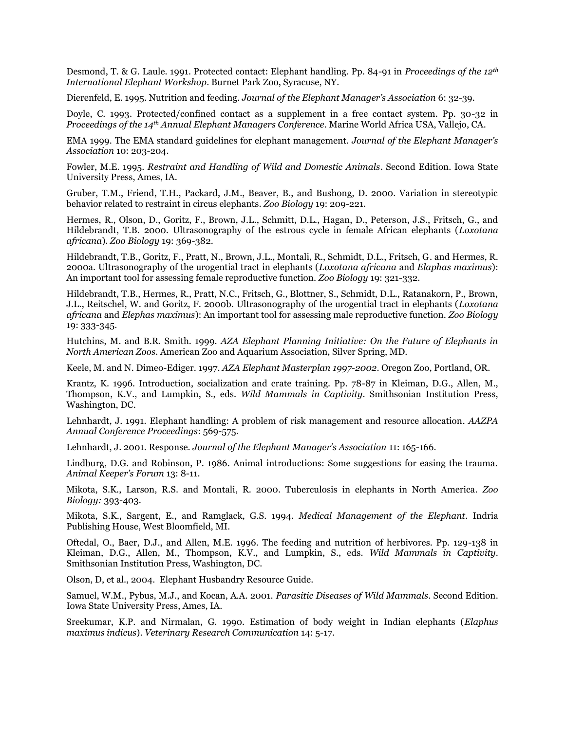Desmond, T. & G. Laule. 1991. Protected contact: Elephant handling. Pp. 84-91 in *Proceedings of the 12th International Elephant Workshop*. Burnet Park Zoo, Syracuse, NY.

Dierenfeld, E. 1995. Nutrition and feeding. *Journal of the Elephant Manager's Association* 6: 32-39.

Doyle, C. 1993. Protected/confined contact as a supplement in a free contact system. Pp. 30-32 in *Proceedings of the 14th Annual Elephant Managers Conference*. Marine World Africa USA, Vallejo, CA.

EMA 1999. The EMA standard guidelines for elephant management. *Journal of the Elephant Manager's Association* 10: 203-204.

Fowler, M.E. 1995. *Restraint and Handling of Wild and Domestic Animals*. Second Edition. Iowa State University Press, Ames, IA.

Gruber, T.M., Friend, T.H., Packard, J.M., Beaver, B., and Bushong, D. 2000. Variation in stereotypic behavior related to restraint in circus elephants. *Zoo Biology* 19: 209-221.

Hermes, R., Olson, D., Goritz, F., Brown, J.L., Schmitt, D.L., Hagan, D., Peterson, J.S., Fritsch, G., and Hildebrandt, T.B. 2000. Ultrasonography of the estrous cycle in female African elephants (*Loxotana africana*). *Zoo Biology* 19: 369-382.

Hildebrandt, T.B., Goritz, F., Pratt, N., Brown, J.L., Montali, R., Schmidt, D.L., Fritsch, G. and Hermes, R. 2000a. Ultrasonography of the urogential tract in elephants (*Loxotana africana* and *Elaphas maximus*): An important tool for assessing female reproductive function. *Zoo Biology* 19: 321-332.

Hildebrandt, T.B., Hermes, R., Pratt, N.C., Fritsch, G., Blottner, S., Schmidt, D.L., Ratanakorn, P., Brown, J.L., Reitschel, W. and Goritz, F. 2000b. Ultrasonography of the urogential tract in elephants (*Loxotana africana* and *Elephas maximus*): An important tool for assessing male reproductive function. *Zoo Biology* 19: 333-345.

Hutchins, M. and B.R. Smith. 1999. *AZA Elephant Planning Initiative: On the Future of Elephants in North American Zoos*. American Zoo and Aquarium Association, Silver Spring, MD.

Keele, M. and N. Dimeo-Ediger. 1997. *AZA Elephant Masterplan 1997-2002*. Oregon Zoo, Portland, OR.

Krantz, K. 1996. Introduction, socialization and crate training. Pp. 78-87 in Kleiman, D.G., Allen, M., Thompson, K.V., and Lumpkin, S., eds. *Wild Mammals in Captivity*. Smithsonian Institution Press, Washington, DC.

Lehnhardt, J. 1991. Elephant handling: A problem of risk management and resource allocation. *AAZPA Annual Conference Proceedings*: 569-575.

Lehnhardt, J. 2001. Response. *Journal of the Elephant Manager's Association* 11: 165-166.

Lindburg, D.G. and Robinson, P. 1986. Animal introductions: Some suggestions for easing the trauma. *Animal Keeper's Forum* 13: 8-11.

Mikota, S.K., Larson, R.S. and Montali, R. 2000. Tuberculosis in elephants in North America. *Zoo Biology:* 393-403.

Mikota, S.K., Sargent, E., and Ramglack, G.S. 1994. *Medical Management of the Elephant*. Indria Publishing House, West Bloomfield, MI.

Oftedal, O., Baer, D.J., and Allen, M.E. 1996. The feeding and nutrition of herbivores. Pp. 129-138 in Kleiman, D.G., Allen, M., Thompson, K.V., and Lumpkin, S., eds. *Wild Mammals in Captivity*. Smithsonian Institution Press, Washington, DC.

Olson, D, et al., 2004. Elephant Husbandry Resource Guide.

Samuel, W.M., Pybus, M.J., and Kocan, A.A. 2001. *Parasitic Diseases of Wild Mammals*. Second Edition. Iowa State University Press, Ames, IA.

Sreekumar, K.P. and Nirmalan, G. 1990. Estimation of body weight in Indian elephants (*Elaphus maximus indicus*). *Veterinary Research Communication* 14: 5-17.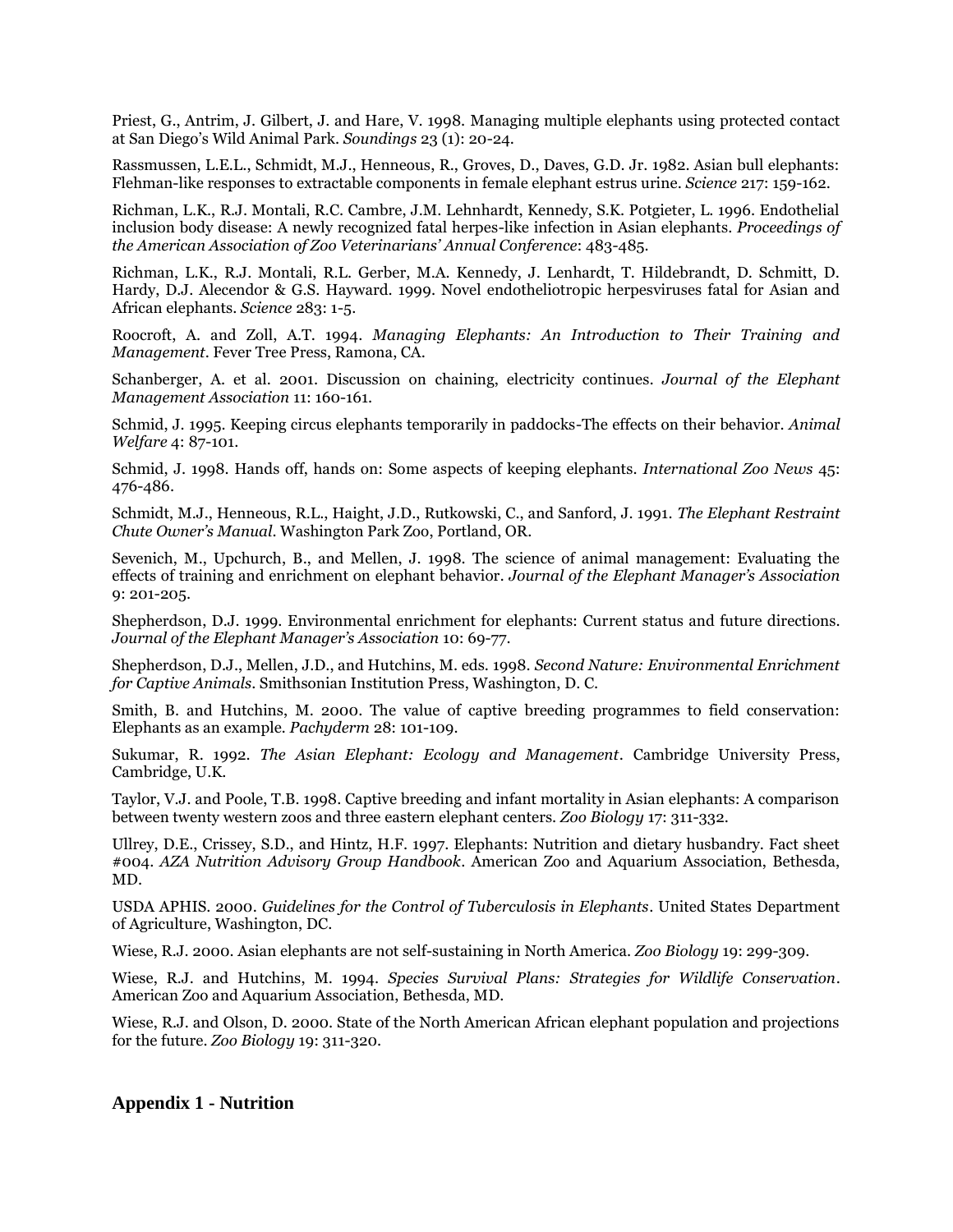Priest, G., Antrim, J. Gilbert, J. and Hare, V. 1998. Managing multiple elephants using protected contact at San Diego's Wild Animal Park. *Soundings* 23 (1): 20-24.

Rassmussen, L.E.L., Schmidt, M.J., Henneous, R., Groves, D., Daves, G.D. Jr. 1982. Asian bull elephants: Flehman-like responses to extractable components in female elephant estrus urine. *Science* 217: 159-162.

Richman, L.K., R.J. Montali, R.C. Cambre, J.M. Lehnhardt, Kennedy, S.K. Potgieter, L. 1996. Endothelial inclusion body disease: A newly recognized fatal herpes-like infection in Asian elephants. *Proceedings of the American Association of Zoo Veterinarians' Annual Conference*: 483-485.

Richman, L.K., R.J. Montali, R.L. Gerber, M.A. Kennedy, J. Lenhardt, T. Hildebrandt, D. Schmitt, D. Hardy, D.J. Alecendor & G.S. Hayward. 1999. Novel endotheliotropic herpesviruses fatal for Asian and African elephants. *Science* 283: 1-5.

Roocroft, A. and Zoll, A.T. 1994. *Managing Elephants: An Introduction to Their Training and Management*. Fever Tree Press, Ramona, CA.

Schanberger, A. et al. 2001. Discussion on chaining, electricity continues. *Journal of the Elephant Management Association* 11: 160-161.

Schmid, J. 1995. Keeping circus elephants temporarily in paddocks-The effects on their behavior. *Animal Welfare* 4: 87-101.

Schmid, J. 1998. Hands off, hands on: Some aspects of keeping elephants. *International Zoo News* 45: 476-486.

Schmidt, M.J., Henneous, R.L., Haight, J.D., Rutkowski, C., and Sanford, J. 1991. *The Elephant Restraint Chute Owner's Manual*. Washington Park Zoo, Portland, OR.

Sevenich, M., Upchurch, B., and Mellen, J. 1998. The science of animal management: Evaluating the effects of training and enrichment on elephant behavior. *Journal of the Elephant Manager's Association* 9: 201-205.

Shepherdson, D.J. 1999. Environmental enrichment for elephants: Current status and future directions. *Journal of the Elephant Manager's Association* 10: 69-77.

Shepherdson, D.J., Mellen, J.D., and Hutchins, M. eds. 1998. *Second Nature: Environmental Enrichment for Captive Animals*. Smithsonian Institution Press, Washington, D. C.

Smith, B. and Hutchins, M. 2000. The value of captive breeding programmes to field conservation: Elephants as an example. *Pachyderm* 28: 101-109.

Sukumar, R. 1992. *The Asian Elephant: Ecology and Management*. Cambridge University Press, Cambridge, U.K.

Taylor, V.J. and Poole, T.B. 1998. Captive breeding and infant mortality in Asian elephants: A comparison between twenty western zoos and three eastern elephant centers. *Zoo Biology* 17: 311-332.

Ullrey, D.E., Crissey, S.D., and Hintz, H.F. 1997. Elephants: Nutrition and dietary husbandry. Fact sheet #004. *AZA Nutrition Advisory Group Handbook*. American Zoo and Aquarium Association, Bethesda, MD.

USDA APHIS. 2000. *Guidelines for the Control of Tuberculosis in Elephants*. United States Department of Agriculture, Washington, DC.

Wiese, R.J. 2000. Asian elephants are not self-sustaining in North America. *Zoo Biology* 19: 299-309.

Wiese, R.J. and Hutchins, M. 1994. *Species Survival Plans: Strategies for Wildlife Conservation*. American Zoo and Aquarium Association, Bethesda, MD.

Wiese, R.J. and Olson, D. 2000. State of the North American African elephant population and projections for the future. *Zoo Biology* 19: 311-320.

## Appendix 1 - Nutrition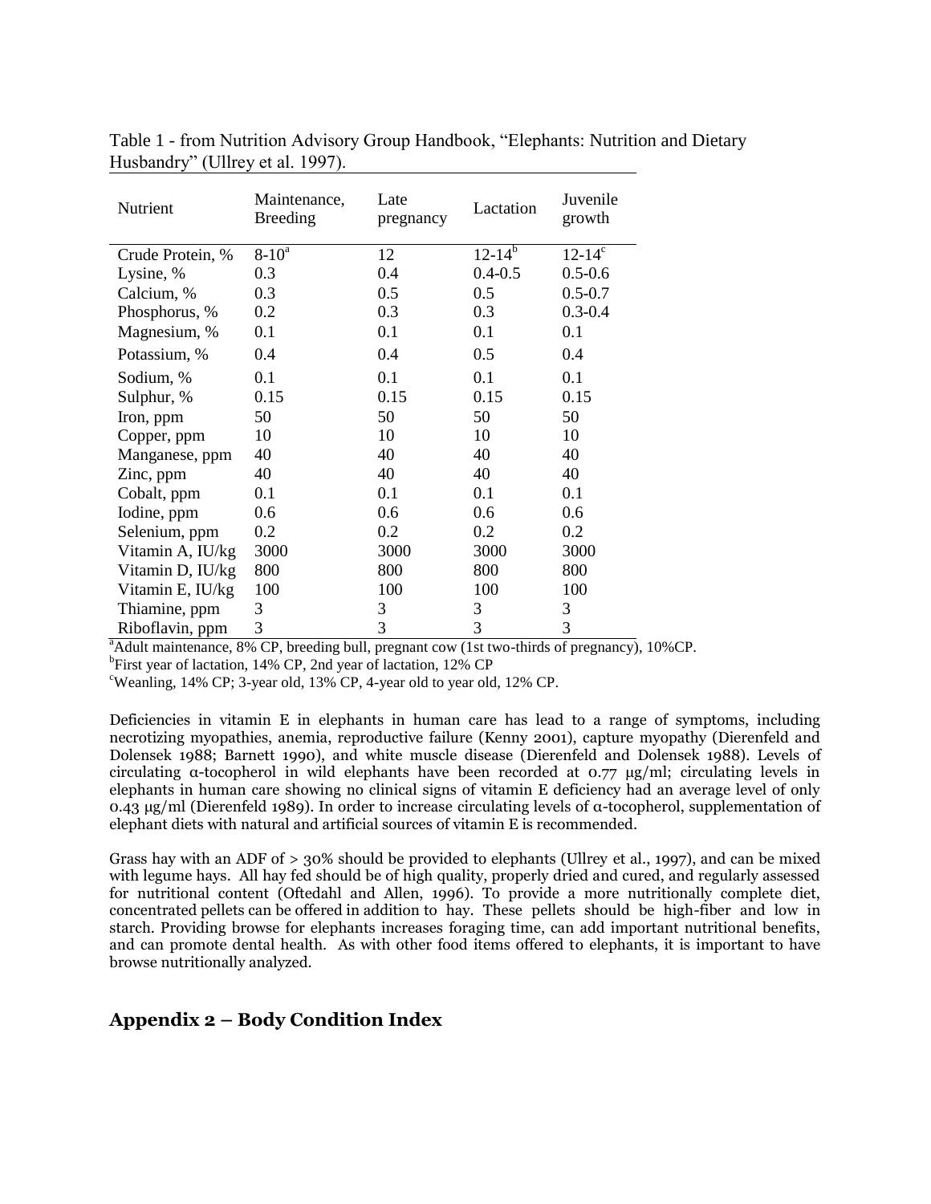Table 1 - from Nutrition Advisory Group Handbook, "Elephants: Nutrition and Dietary Husbandry" (Ullrey et al. 1997).

| Nutrient | Maintenance, Breeding | Late pregnancy | Lactation | Juvenile growth |
|---|---|---|---|---|
| Crude Protein, % | 8-10[a] | 12 | 12-14[b] | 12-14[c] |
| Lysine, % | 0.3 | 0.4 | 0.4-0.5 | 0.5-0.6 |
| Calcium, % | 0.3 | 0.5 | 0.5 | 0.5-0.7 |
| Phosphorus, % | 0.2 | 0.3 | 0.3 | 0.3-0.4 |
| Magnesium, % | 0.1 | 0.1 | 0.1 | 0.1 |
| Potassium, % | 0.4 | 0.4 | 0.5 | 0.4 |
| Sodium, % | 0.1 | 0.1 | 0.1 | 0.1 |
| Sulphur, % | 0.15 | 0.15 | 0.15 | 0.15 |
| Iron, ppm | 50 | 50 | 50 | 50 |
| Copper, ppm | 10 | 10 | 10 | 10 |
| Manganese, ppm | 40 | 40 | 40 | 40 |
| Zinc, ppm | 40 | 40 | 40 | 40 |
| Cobalt, ppm | 0.1 | 0.1 | 0.1 | 0.1 |
| Iodine, ppm | 0.6 | 0.6 | 0.6 | 0.6 |
| Selenium, ppm | 0.2 | 0.2 | 0.2 | 0.2 |
| Vitamin A, IU/kg | 3000 | 3000 | 3000 | 3000 |
| Vitamin D, IU/kg | 800 | 800 | 800 | 800 |
| Vitamin E, IU/kg | 100 | 100 | 100 | 100 |
| Thiamine, ppm | 3 | 3 | 3 | 3 |
| Riboflavin, ppm | 3 | 3 | 3 | 3 |

[a]Adult maintenance, 8% CP, breeding bull, pregnant cow (1st two-thirds of pregnancy), 10%CP.
[b]First year of lactation, 14% CP, 2nd year of lactation, 12% CP
[c]Weanling, 14% CP; 3-year old, 13% CP, 4-year old to year old, 12% CP.

Deficiencies in vitamin E in elephants in human care has lead to a range of symptoms, including necrotizing myopathies, anemia, reproductive failure (Kenny 2001), capture myopathy (Dierenfeld and Dolensek 1988; Barnett 1990), and white muscle disease (Dierenfeld and Dolensek 1988). Levels of circulating α-tocopherol in wild elephants have been recorded at 0.77 μg/ml; circulating levels in elephants in human care showing no clinical signs of vitamin E deficiency had an average level of only 0.43 μg/ml (Dierenfeld 1989). In order to increase circulating levels of α-tocopherol, supplementation of elephant diets with natural and artificial sources of vitamin E is recommended.

Grass hay with an ADF of > 30% should be provided to elephants (Ullrey et al., 1997), and can be mixed with legume hays. All hay fed should be of high quality, properly dried and cured, and regularly assessed for nutritional content (Oftedahl and Allen, 1996). To provide a more nutritionally complete diet, concentrated pellets can be offered in addition to hay. These pellets should be high-fiber and low in starch. Providing browse for elephants increases foraging time, can add important nutritional benefits, and can promote dental health. As with other food items offered to elephants, it is important to have browse nutritionally analyzed.

## Appendix 2 – Body Condition Index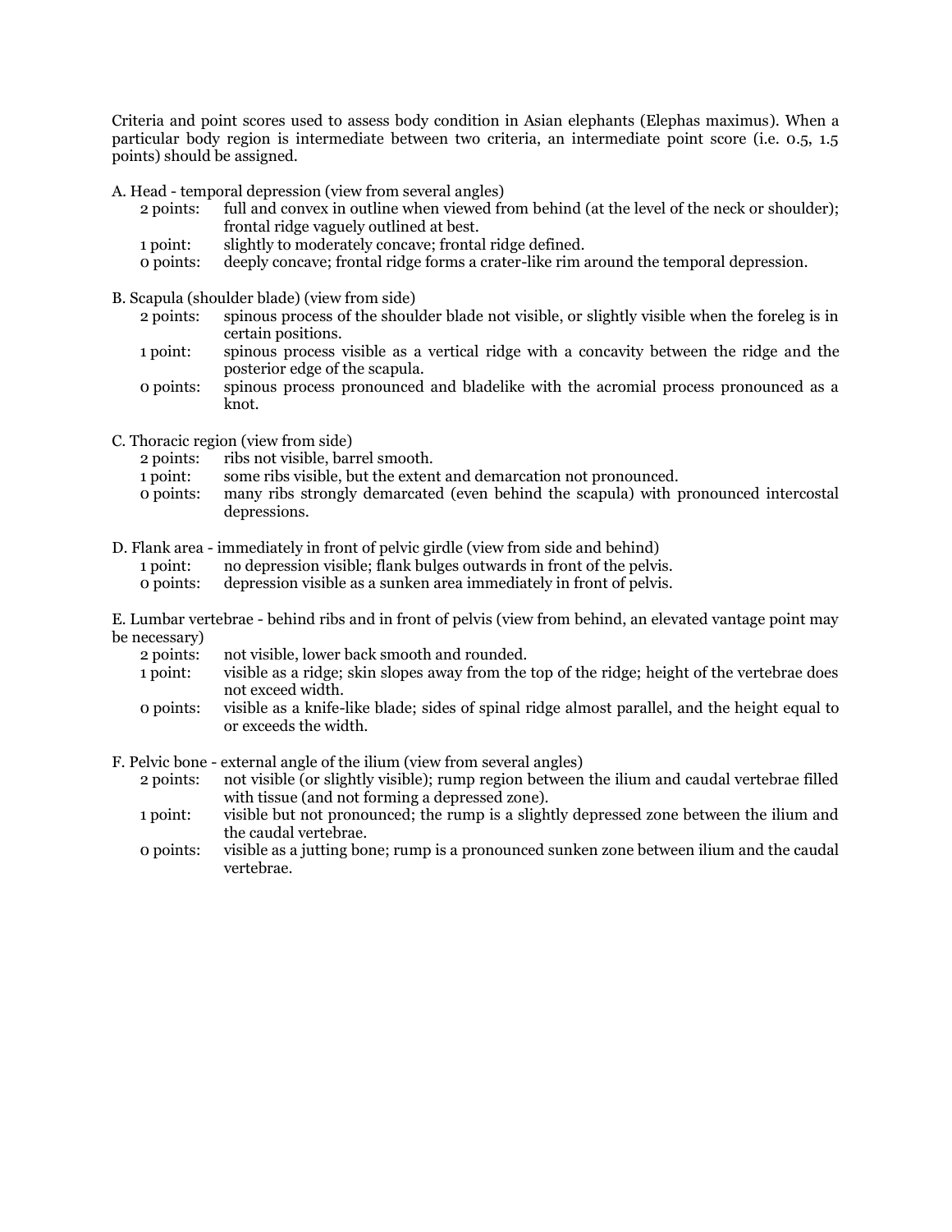Criteria and point scores used to assess body condition in Asian elephants (Elephas maximus). When a particular body region is intermediate between two criteria, an intermediate point score (i.e. 0.5, 1.5 points) should be assigned.

A. Head - temporal depression (view from several angles)

- 2 points: full and convex in outline when viewed from behind (at the level of the neck or shoulder); frontal ridge vaguely outlined at best.
- 1 point: slightly to moderately concave; frontal ridge defined.
- 0 points: deeply concave; frontal ridge forms a crater-like rim around the temporal depression.

B. Scapula (shoulder blade) (view from side)

- 2 points: spinous process of the shoulder blade not visible, or slightly visible when the foreleg is in certain positions.
- 1 point: spinous process visible as a vertical ridge with a concavity between the ridge and the posterior edge of the scapula.
- 0 points: spinous process pronounced and bladelike with the acromial process pronounced as a knot.

C. Thoracic region (view from side)

- 2 points: ribs not visible, barrel smooth.
- 1 point: some ribs visible, but the extent and demarcation not pronounced.
- 0 points: many ribs strongly demarcated (even behind the scapula) with pronounced intercostal depressions.

D. Flank area - immediately in front of pelvic girdle (view from side and behind)

- 1 point: no depression visible; flank bulges outwards in front of the pelvis.
- 0 points: depression visible as a sunken area immediately in front of pelvis.

E. Lumbar vertebrae - behind ribs and in front of pelvis (view from behind, an elevated vantage point may be necessary)

- 2 points: not visible, lower back smooth and rounded.
- 1 point: visible as a ridge; skin slopes away from the top of the ridge; height of the vertebrae does not exceed width.
- 0 points: visible as a knife-like blade; sides of spinal ridge almost parallel, and the height equal to or exceeds the width.

F. Pelvic bone - external angle of the ilium (view from several angles)

- 2 points: not visible (or slightly visible); rump region between the ilium and caudal vertebrae filled with tissue (and not forming a depressed zone).
- 1 point: visible but not pronounced; the rump is a slightly depressed zone between the ilium and the caudal vertebrae.
- 0 points: visible as a jutting bone; rump is a pronounced sunken zone between ilium and the caudal vertebrae.